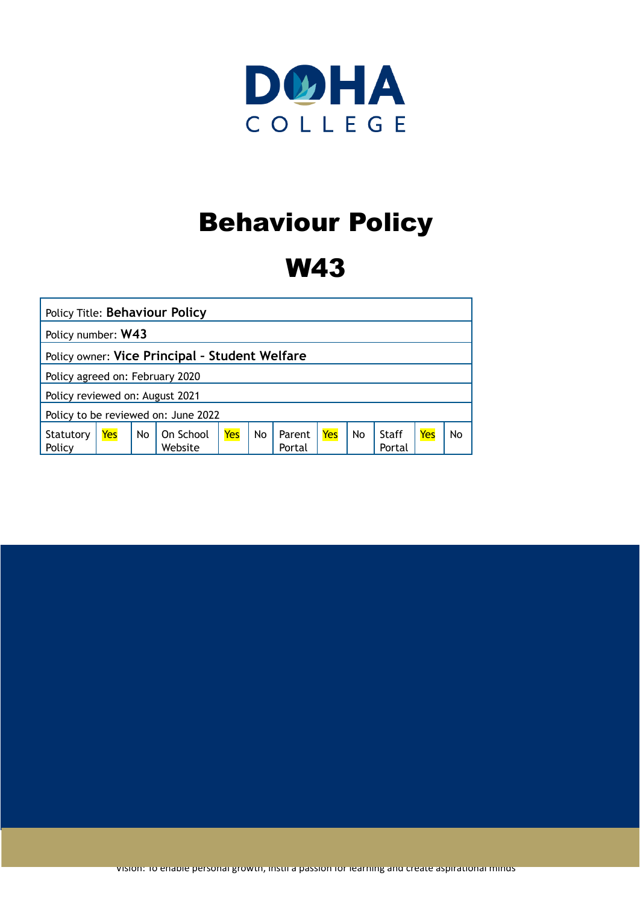DOHA COLLEGE

# Behaviour Policy

# W43

| Policy Title: **Behaviour Policy** | | | | | | | | | | | |
|---|---|---|---|---|---|---|---|---|---|---|---|
| Policy number: **W43** | | | | | | | | | | | |
| Policy owner: **Vice Principal - Student Welfare** | | | | | | | | | | | |
| Policy agreed on: February 2020 | | | | | | | | | | | |
| Policy reviewed on: August 2021 | | | | | | | | | | | |
| Policy to be reviewed on: June 2022 | | | | | | | | | | | |
| Statutory Policy | Yes | No | On School Website | Yes | No | Parent Portal | Yes | No | Staff Portal | Yes | No |

Vision: To enable personal growth, instil a passion for learning and create aspirational minds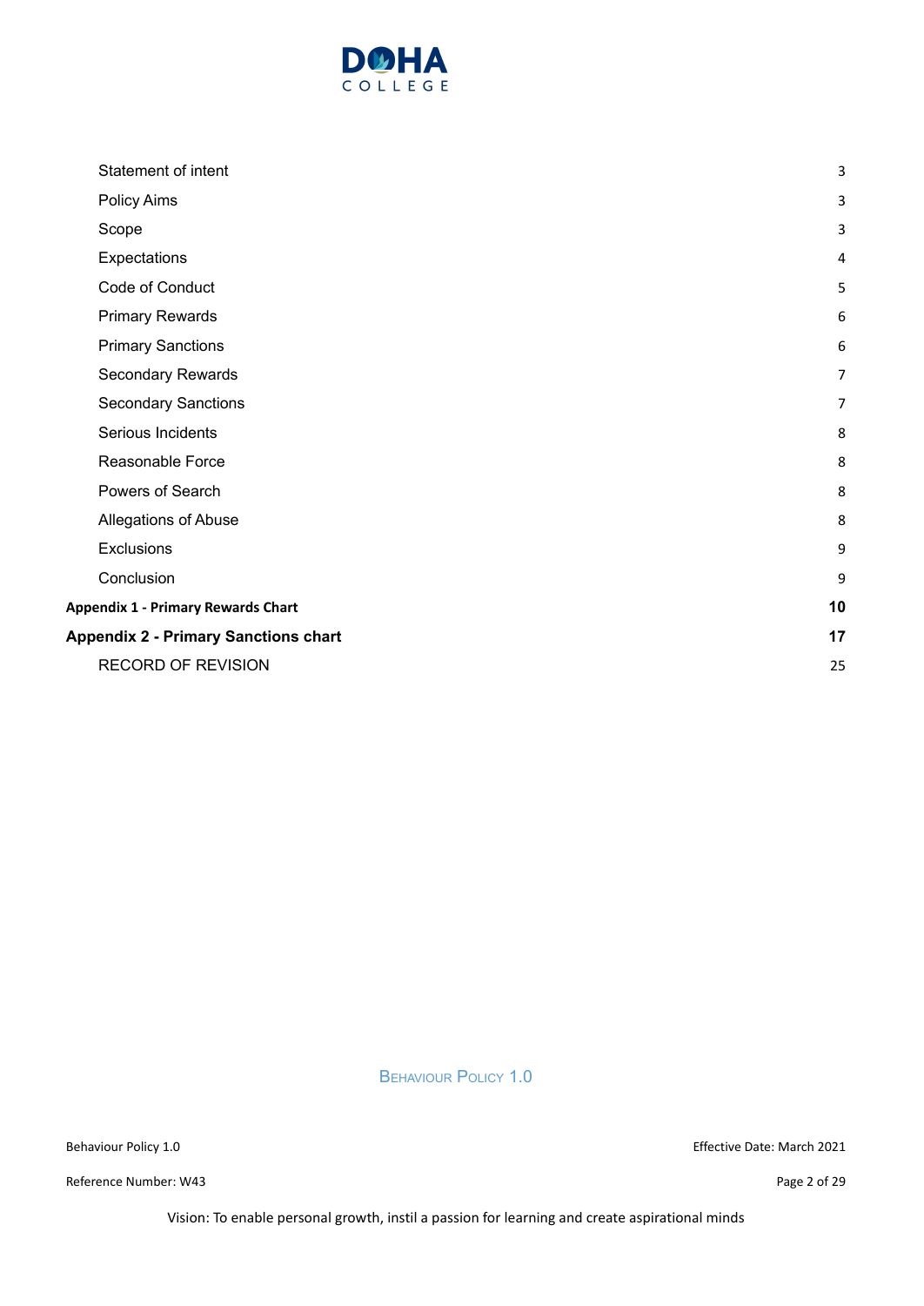| | |
|---|---|
| Statement of intent | 3 |
| Policy Aims | 3 |
| Scope | 3 |
| Expectations | 4 |
| Code of Conduct | 5 |
| Primary Rewards | 6 |
| Primary Sanctions | 6 |
| Secondary Rewards | 7 |
| Secondary Sanctions | 7 |
| Serious Incidents | 8 |
| Reasonable Force | 8 |
| Powers of Search | 8 |
| Allegations of Abuse | 8 |
| Exclusions | 9 |
| Conclusion | 9 |
| **Appendix 1 - Primary Rewards Chart** | **10** |
| **Appendix 2 - Primary Sanctions chart** | **17** |
| RECORD OF REVISION | 25 |

Behaviour Policy 1.0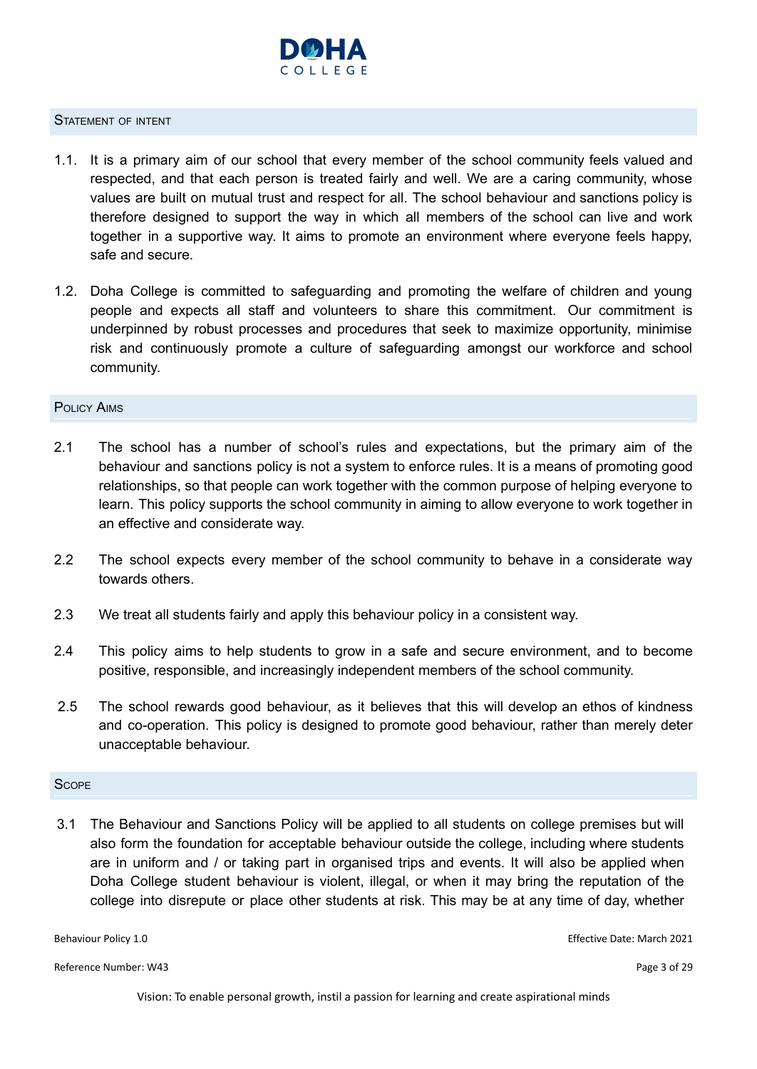## Statement of Intent

1.1. It is a primary aim of our school that every member of the school community feels valued and respected, and that each person is treated fairly and well. We are a caring community, whose values are built on mutual trust and respect for all. The school behaviour and sanctions policy is therefore designed to support the way in which all members of the school can live and work together in a supportive way. It aims to promote an environment where everyone feels happy, safe and secure.

1.2. Doha College is committed to safeguarding and promoting the welfare of children and young people and expects all staff and volunteers to share this commitment. Our commitment is underpinned by robust processes and procedures that seek to maximize opportunity, minimise risk and continuously promote a culture of safeguarding amongst our workforce and school community.

## Policy Aims

2.1 The school has a number of school's rules and expectations, but the primary aim of the behaviour and sanctions policy is not a system to enforce rules. It is a means of promoting good relationships, so that people can work together with the common purpose of helping everyone to learn. This policy supports the school community in aiming to allow everyone to work together in an effective and considerate way.

2.2 The school expects every member of the school community to behave in a considerate way towards others.

2.3 We treat all students fairly and apply this behaviour policy in a consistent way.

2.4 This policy aims to help students to grow in a safe and secure environment, and to become positive, responsible, and increasingly independent members of the school community.

2.5 The school rewards good behaviour, as it believes that this will develop an ethos of kindness and co-operation. This policy is designed to promote good behaviour, rather than merely deter unacceptable behaviour.

## Scope

3.1 The Behaviour and Sanctions Policy will be applied to all students on college premises but will also form the foundation for acceptable behaviour outside the college, including where students are in uniform and / or taking part in organised trips and events. It will also be applied when Doha College student behaviour is violent, illegal, or when it may bring the reputation of the college into disrepute or place other students at risk. This may be at any time of day, whether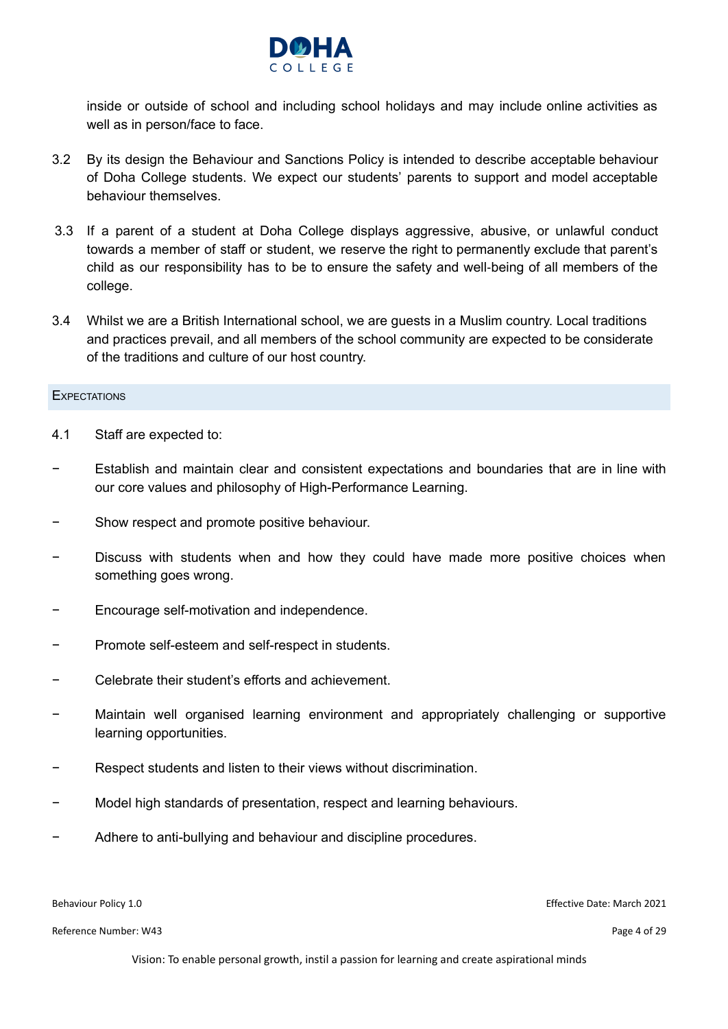inside or outside of school and including school holidays and may include online activities as well as in person/face to face.

3.2 By its design the Behaviour and Sanctions Policy is intended to describe acceptable behaviour of Doha College students. We expect our students' parents to support and model acceptable behaviour themselves.

3.3 If a parent of a student at Doha College displays aggressive, abusive, or unlawful conduct towards a member of staff or student, we reserve the right to permanently exclude that parent's child as our responsibility has to be to ensure the safety and well-being of all members of the college.

3.4 Whilst we are a British International school, we are guests in a Muslim country. Local traditions and practices prevail, and all members of the school community are expected to be considerate of the traditions and culture of our host country.

## EXPECTATIONS

4.1 Staff are expected to:

- Establish and maintain clear and consistent expectations and boundaries that are in line with our core values and philosophy of High-Performance Learning.
- Show respect and promote positive behaviour.
- Discuss with students when and how they could have made more positive choices when something goes wrong.
- Encourage self-motivation and independence.
- Promote self-esteem and self-respect in students.
- Celebrate their student's efforts and achievement.
- Maintain well organised learning environment and appropriately challenging or supportive learning opportunities.
- Respect students and listen to their views without discrimination.
- Model high standards of presentation, respect and learning behaviours.
- Adhere to anti-bullying and behaviour and discipline procedures.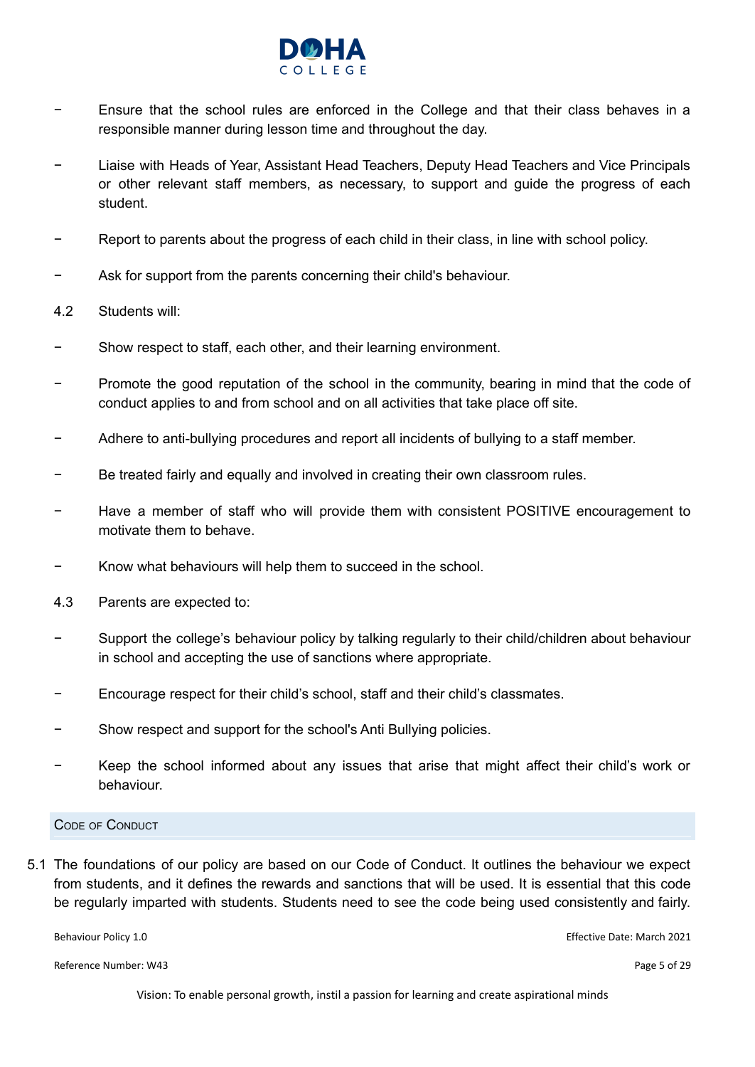- Ensure that the school rules are enforced in the College and that their class behaves in a responsible manner during lesson time and throughout the day.
- Liaise with Heads of Year, Assistant Head Teachers, Deputy Head Teachers and Vice Principals or other relevant staff members, as necessary, to support and guide the progress of each student.
- Report to parents about the progress of each child in their class, in line with school policy.
- Ask for support from the parents concerning their child's behaviour.

4.2 Students will:

- Show respect to staff, each other, and their learning environment.
- Promote the good reputation of the school in the community, bearing in mind that the code of conduct applies to and from school and on all activities that take place off site.
- Adhere to anti-bullying procedures and report all incidents of bullying to a staff member.
- Be treated fairly and equally and involved in creating their own classroom rules.
- Have a member of staff who will provide them with consistent POSITIVE encouragement to motivate them to behave.
- Know what behaviours will help them to succeed in the school.

4.3 Parents are expected to:

- Support the college's behaviour policy by talking regularly to their child/children about behaviour in school and accepting the use of sanctions where appropriate.
- Encourage respect for their child's school, staff and their child's classmates.
- Show respect and support for the school's Anti Bullying policies.
- Keep the school informed about any issues that arise that might affect their child's work or behaviour.

## Code of Conduct

5.1 The foundations of our policy are based on our Code of Conduct. It outlines the behaviour we expect from students, and it defines the rewards and sanctions that will be used. It is essential that this code be regularly imparted with students. Students need to see the code being used consistently and fairly.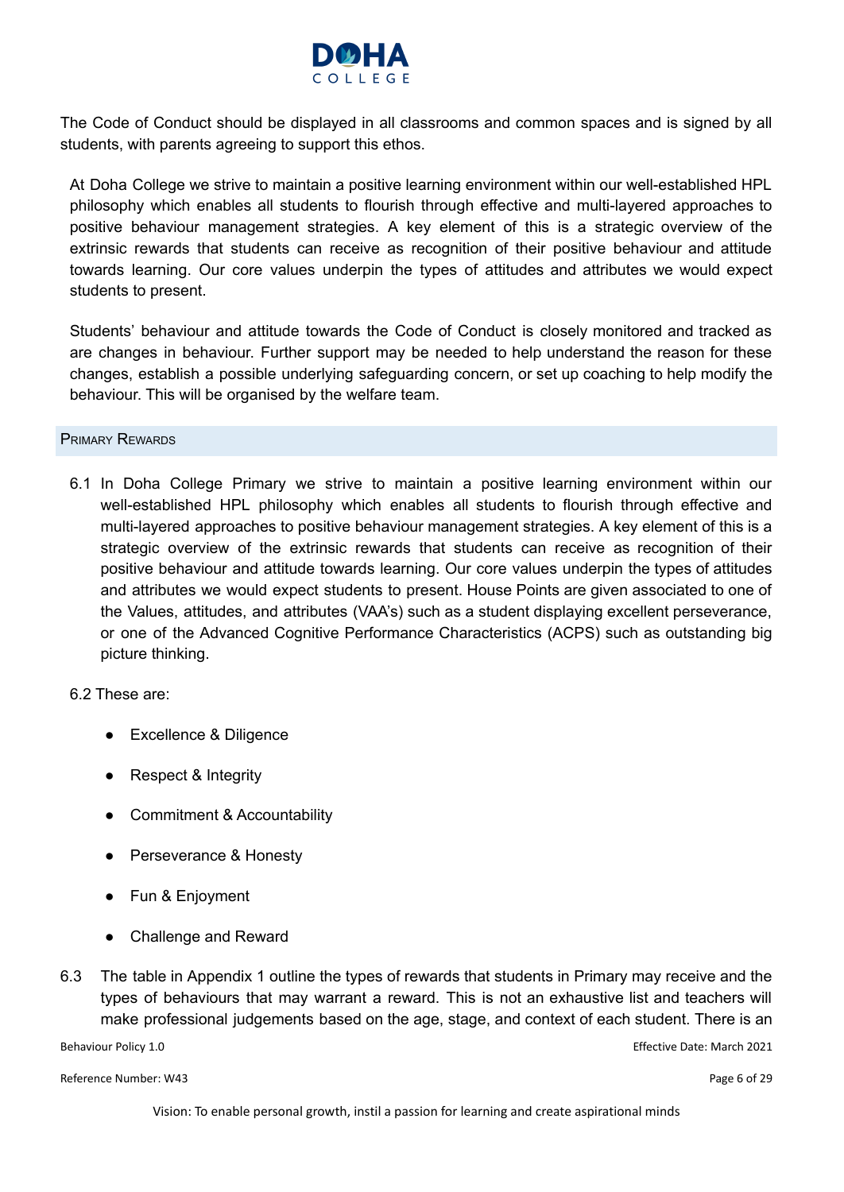The Code of Conduct should be displayed in all classrooms and common spaces and is signed by all students, with parents agreeing to support this ethos.

At Doha College we strive to maintain a positive learning environment within our well-established HPL philosophy which enables all students to flourish through effective and multi-layered approaches to positive behaviour management strategies. A key element of this is a strategic overview of the extrinsic rewards that students can receive as recognition of their positive behaviour and attitude towards learning. Our core values underpin the types of attitudes and attributes we would expect students to present.

Students' behaviour and attitude towards the Code of Conduct is closely monitored and tracked as are changes in behaviour. Further support may be needed to help understand the reason for these changes, establish a possible underlying safeguarding concern, or set up coaching to help modify the behaviour. This will be organised by the welfare team.

## Primary Rewards

6.1 In Doha College Primary we strive to maintain a positive learning environment within our well-established HPL philosophy which enables all students to flourish through effective and multi-layered approaches to positive behaviour management strategies. A key element of this is a strategic overview of the extrinsic rewards that students can receive as recognition of their positive behaviour and attitude towards learning. Our core values underpin the types of attitudes and attributes we would expect students to present. House Points are given associated to one of the Values, attitudes, and attributes (VAA's) such as a student displaying excellent perseverance, or one of the Advanced Cognitive Performance Characteristics (ACPS) such as outstanding big picture thinking.

6.2 These are:

- Excellence & Diligence
- Respect & Integrity
- Commitment & Accountability
- Perseverance & Honesty
- Fun & Enjoyment
- Challenge and Reward

6.3 The table in Appendix 1 outline the types of rewards that students in Primary may receive and the types of behaviours that may warrant a reward. This is not an exhaustive list and teachers will make professional judgements based on the age, stage, and context of each student. There is an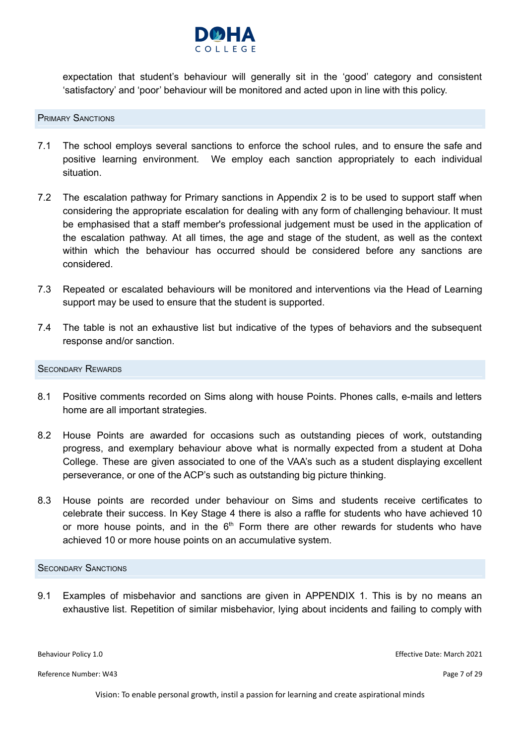expectation that student's behaviour will generally sit in the 'good' category and consistent 'satisfactory' and 'poor' behaviour will be monitored and acted upon in line with this policy.

## Primary Sanctions

7.1 The school employs several sanctions to enforce the school rules, and to ensure the safe and positive learning environment. We employ each sanction appropriately to each individual situation.

7.2 The escalation pathway for Primary sanctions in Appendix 2 is to be used to support staff when considering the appropriate escalation for dealing with any form of challenging behaviour. It must be emphasised that a staff member's professional judgement must be used in the application of the escalation pathway. At all times, the age and stage of the student, as well as the context within which the behaviour has occurred should be considered before any sanctions are considered.

7.3 Repeated or escalated behaviours will be monitored and interventions via the Head of Learning support may be used to ensure that the student is supported.

7.4 The table is not an exhaustive list but indicative of the types of behaviors and the subsequent response and/or sanction.

## Secondary Rewards

8.1 Positive comments recorded on Sims along with house Points. Phones calls, e-mails and letters home are all important strategies.

8.2 House Points are awarded for occasions such as outstanding pieces of work, outstanding progress, and exemplary behaviour above what is normally expected from a student at Doha College. These are given associated to one of the VAA's such as a student displaying excellent perseverance, or one of the ACP's such as outstanding big picture thinking.

8.3 House points are recorded under behaviour on Sims and students receive certificates to celebrate their success. In Key Stage 4 there is also a raffle for students who have achieved 10 or more house points, and in the 6th Form there are other rewards for students who have achieved 10 or more house points on an accumulative system.

## Secondary Sanctions

9.1 Examples of misbehavior and sanctions are given in APPENDIX 1. This is by no means an exhaustive list. Repetition of similar misbehavior, lying about incidents and failing to comply with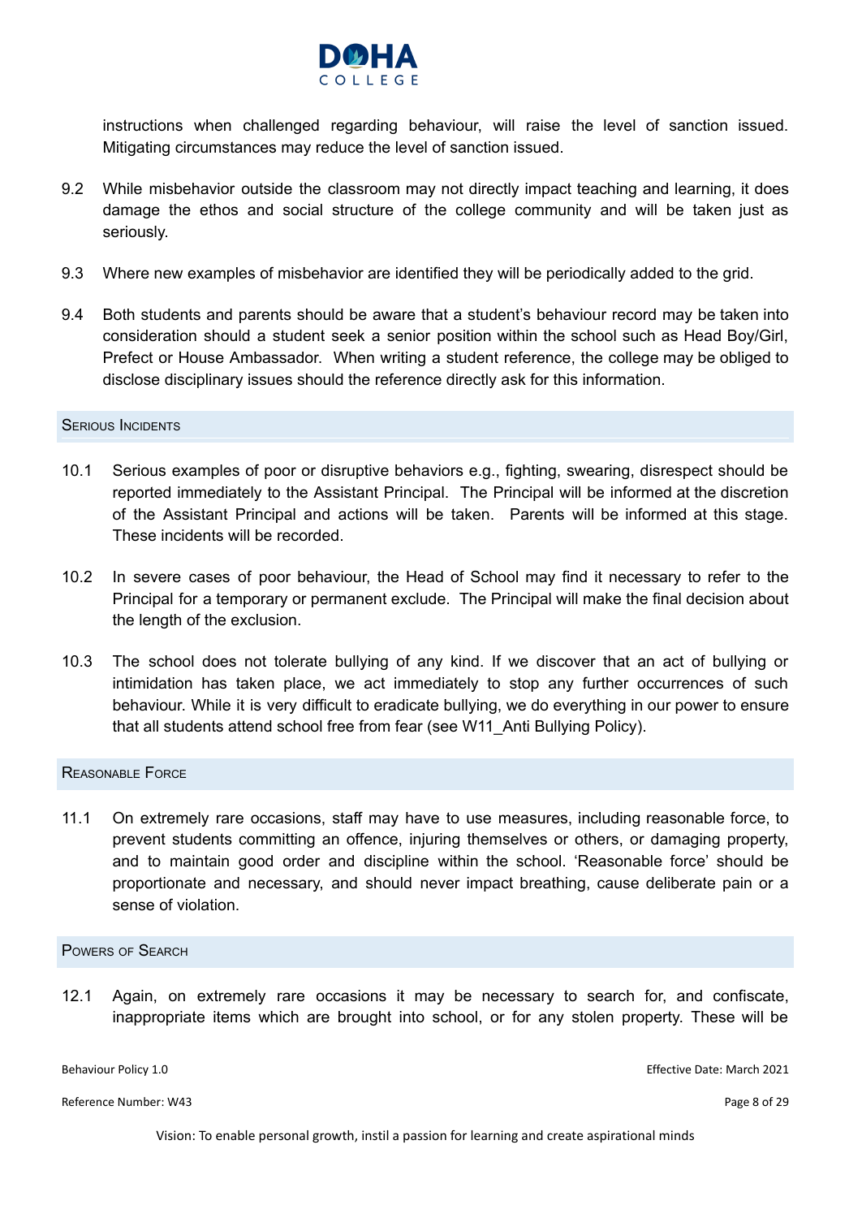instructions when challenged regarding behaviour, will raise the level of sanction issued. Mitigating circumstances may reduce the level of sanction issued.

9.2 While misbehavior outside the classroom may not directly impact teaching and learning, it does damage the ethos and social structure of the college community and will be taken just as seriously.

9.3 Where new examples of misbehavior are identified they will be periodically added to the grid.

9.4 Both students and parents should be aware that a student's behaviour record may be taken into consideration should a student seek a senior position within the school such as Head Boy/Girl, Prefect or House Ambassador. When writing a student reference, the college may be obliged to disclose disciplinary issues should the reference directly ask for this information.

## Serious Incidents

10.1 Serious examples of poor or disruptive behaviors e.g., fighting, swearing, disrespect should be reported immediately to the Assistant Principal. The Principal will be informed at the discretion of the Assistant Principal and actions will be taken. Parents will be informed at this stage. These incidents will be recorded.

10.2 In severe cases of poor behaviour, the Head of School may find it necessary to refer to the Principal for a temporary or permanent exclude. The Principal will make the final decision about the length of the exclusion.

10.3 The school does not tolerate bullying of any kind. If we discover that an act of bullying or intimidation has taken place, we act immediately to stop any further occurrences of such behaviour. While it is very difficult to eradicate bullying, we do everything in our power to ensure that all students attend school free from fear (see W11_Anti Bullying Policy).

## Reasonable Force

11.1 On extremely rare occasions, staff may have to use measures, including reasonable force, to prevent students committing an offence, injuring themselves or others, or damaging property, and to maintain good order and discipline within the school. 'Reasonable force' should be proportionate and necessary, and should never impact breathing, cause deliberate pain or a sense of violation.

## Powers of Search

12.1 Again, on extremely rare occasions it may be necessary to search for, and confiscate, inappropriate items which are brought into school, or for any stolen property. These will be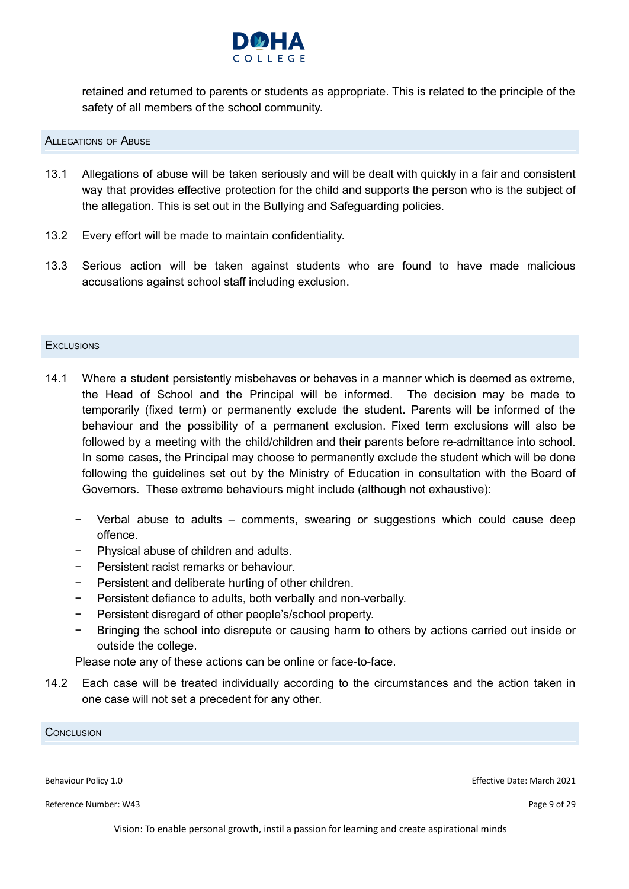retained and returned to parents or students as appropriate. This is related to the principle of the safety of all members of the school community.

## Allegations of Abuse

13.1 Allegations of abuse will be taken seriously and will be dealt with quickly in a fair and consistent way that provides effective protection for the child and supports the person who is the subject of the allegation. This is set out in the Bullying and Safeguarding policies.

13.2 Every effort will be made to maintain confidentiality.

13.3 Serious action will be taken against students who are found to have made malicious accusations against school staff including exclusion.

## Exclusions

14.1 Where a student persistently misbehaves or behaves in a manner which is deemed as extreme, the Head of School and the Principal will be informed. The decision may be made to temporarily (fixed term) or permanently exclude the student. Parents will be informed of the behaviour and the possibility of a permanent exclusion. Fixed term exclusions will also be followed by a meeting with the child/children and their parents before re-admittance into school. In some cases, the Principal may choose to permanently exclude the student which will be done following the guidelines set out by the Ministry of Education in consultation with the Board of Governors. These extreme behaviours might include (although not exhaustive):

- Verbal abuse to adults – comments, swearing or suggestions which could cause deep offence.
- Physical abuse of children and adults.
- Persistent racist remarks or behaviour.
- Persistent and deliberate hurting of other children.
- Persistent defiance to adults, both verbally and non-verbally.
- Persistent disregard of other people's/school property.
- Bringing the school into disrepute or causing harm to others by actions carried out inside or outside the college.

Please note any of these actions can be online or face-to-face.

14.2 Each case will be treated individually according to the circumstances and the action taken in one case will not set a precedent for any other.

## Conclusion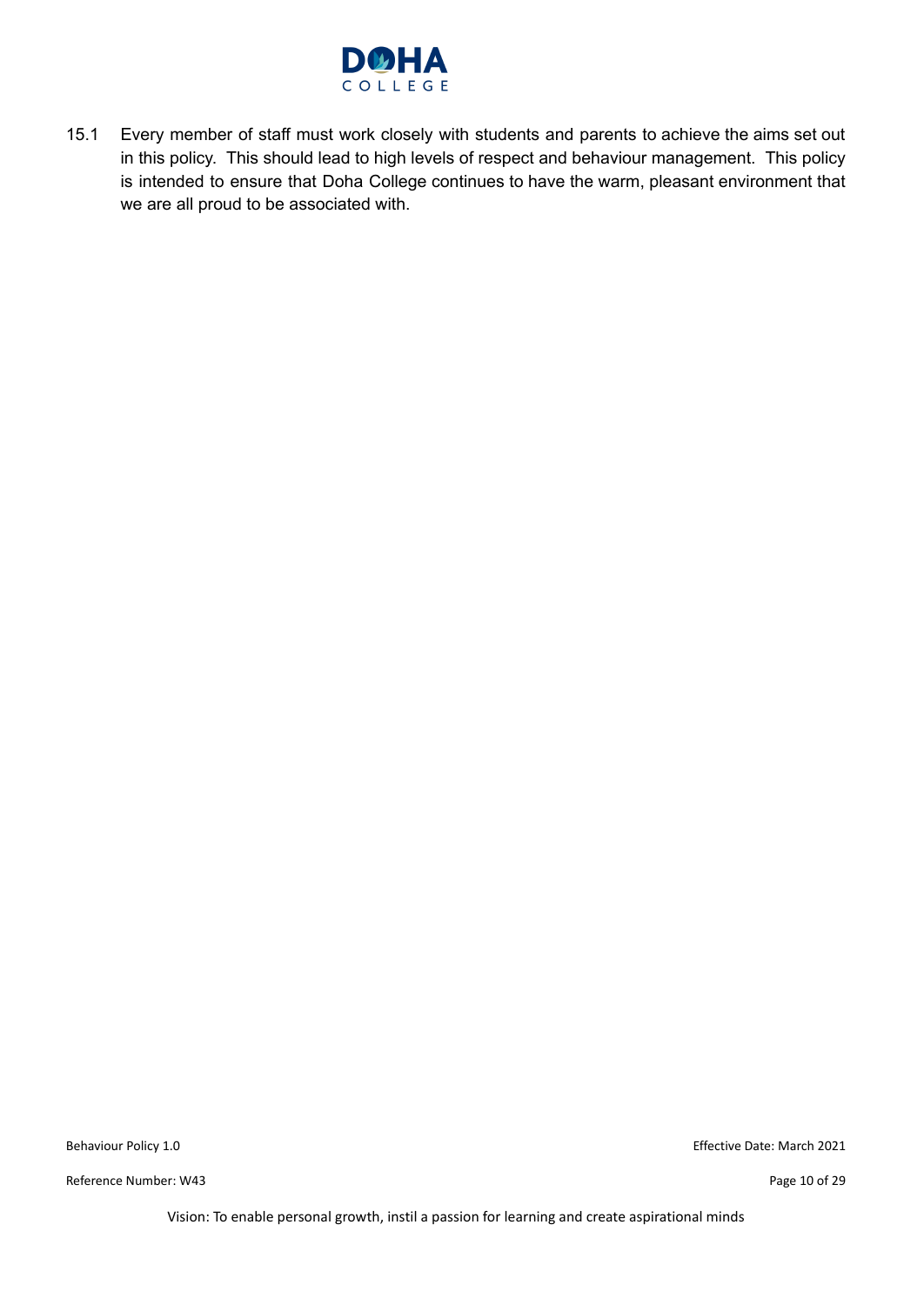15.1 Every member of staff must work closely with students and parents to achieve the aims set out in this policy. This should lead to high levels of respect and behaviour management. This policy is intended to ensure that Doha College continues to have the warm, pleasant environment that we are all proud to be associated with.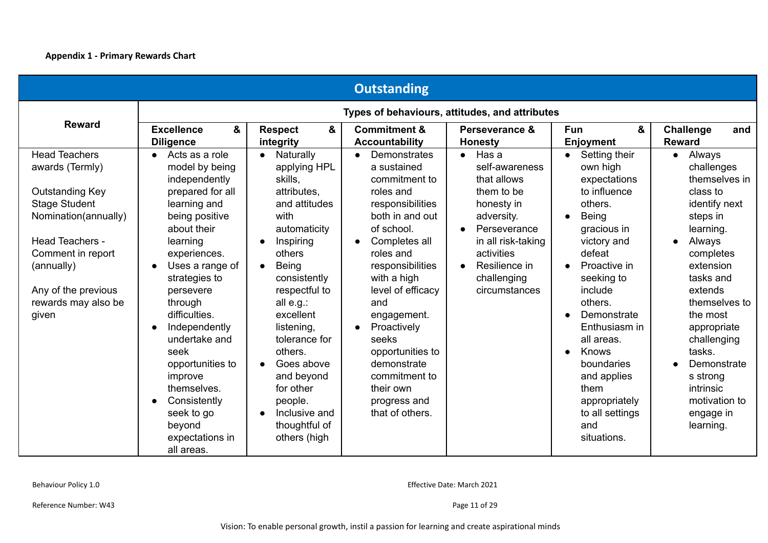**Appendix 1 - Primary Rewards Chart**

| Outstanding | | | | | | |
|---|---|---|---|---|---|---|
| **Reward** | **Types of behaviours, attitudes, and attributes** | | | | | |
| | **Excellence & Diligence** | **Respect & integrity** | **Commitment & Accountability** | **Perseverance & Honesty** | **Fun & Enjoyment** | **Challenge and Reward** |
| Head Teachers awards (Termly)<br><br>Outstanding Key Stage Student Nomination(annually)<br><br>Head Teachers - Comment in report (annually)<br><br>Any of the previous rewards may also be given | • Acts as a role model by being independently prepared for all learning and being positive about their learning experiences.<br>• Uses a range of strategies to persevere through difficulties.<br>• Independently undertake and seek opportunities to improve themselves.<br>• Consistently seek to go beyond expectations in all areas. | • Naturally applying HPL skills, attributes, and attitudes with automaticity<br>• Inspiring others<br>• Being consistently respectful to all e.g.: excellent listening, tolerance for others.<br>• Goes above and beyond for other people.<br>• Inclusive and thoughtful of others (high | • Demonstrates a sustained commitment to roles and responsibilities both in and out of school.<br>• Completes all roles and responsibilities with a high level of efficacy and engagement.<br>• Proactively seeks opportunities to demonstrate commitment to their own progress and that of others. | • Has a self-awareness that allows them to be honesty in adversity.<br>• Perseverance in all risk-taking activities<br>• Resilience in challenging circumstances | • Setting their own high expectations to influence others.<br>• Being gracious in victory and defeat<br>• Proactive in seeking to include others.<br>• Demonstrate Enthusiasm in all areas.<br>• Knows boundaries and applies them appropriately to all settings and situations. | • Always challenges themselves in class to identify next steps in learning.<br>• Always completes extension tasks and extends themselves to the most appropriate challenging tasks.<br>• Demonstrates strong intrinsic motivation to engage in learning. |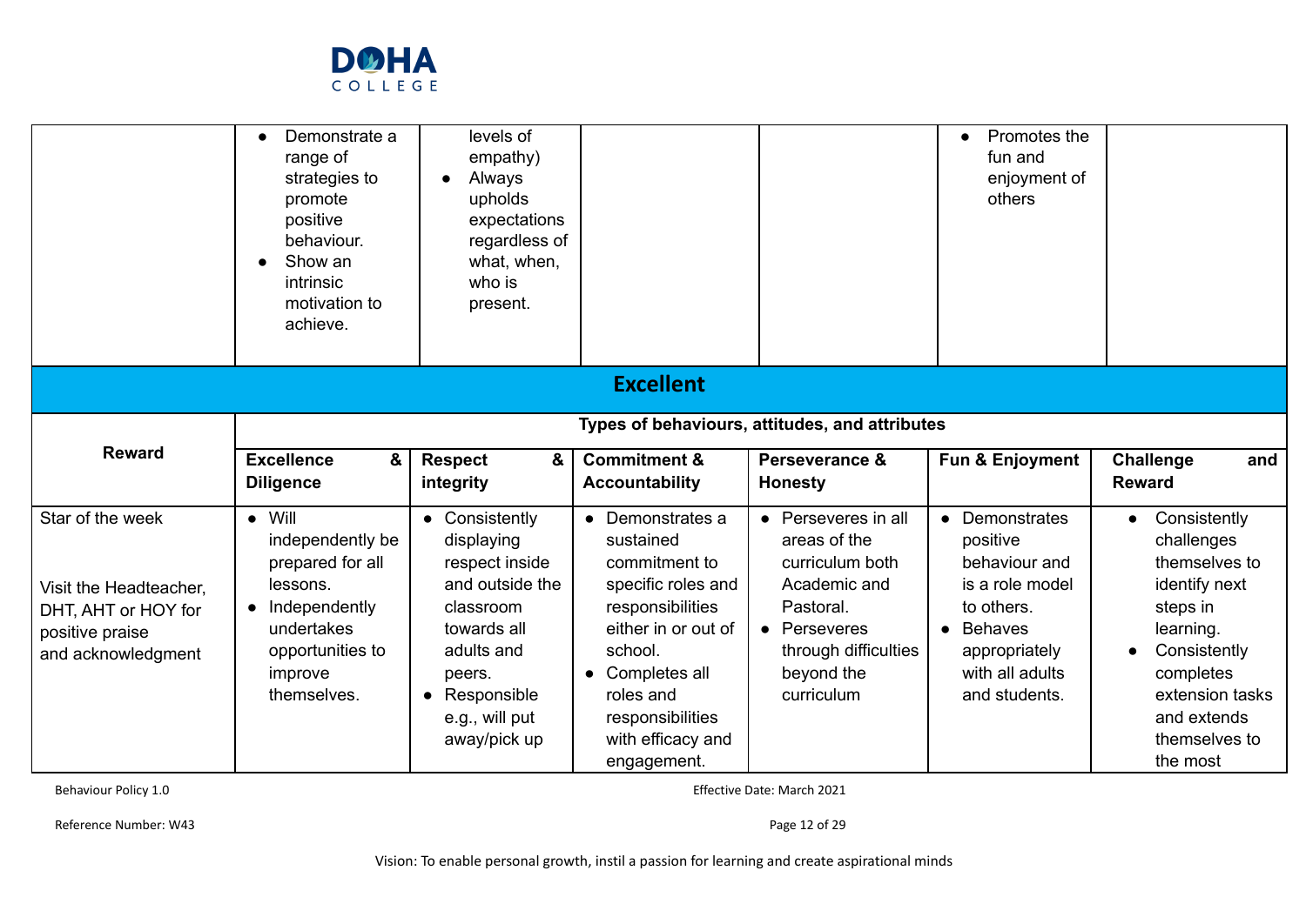| | | | | | | |
|---|---|---|---|---|---|---|
| | • Demonstrate a range of strategies to promote positive behaviour.<br>• Show an intrinsic motivation to achieve. | levels of empathy)<br>• Always upholds expectations regardless of what, when, who is present. | | | • Promotes the fun and enjoyment of others | |

## Excellent

| Reward | Types of behaviours, attitudes, and attributes | | | | | |
|---|---|---|---|---|---|---|
| | **Excellence & Diligence** | **Respect & integrity** | **Commitment & Accountability** | **Perseverance & Honesty** | **Fun & Enjoyment** | **Challenge and Reward** |
| Star of the week<br><br>Visit the Headteacher, DHT, AHT or HOY for positive praise and acknowledgment | • Will independently be prepared for all lessons.<br>• Independently undertakes opportunities to improve themselves. | • Consistently displaying respect inside and outside the classroom towards all adults and peers.<br>• Responsible e.g., will put away/pick up | • Demonstrates a sustained commitment to specific roles and responsibilities either in or out of school.<br>• Completes all roles and responsibilities with efficacy and engagement. | • Perseveres in all areas of the curriculum both Academic and Pastoral.<br>• Perseveres through difficulties beyond the curriculum | • Demonstrates positive behaviour and is a role model to others.<br>• Behaves appropriately with all adults and students. | • Consistently challenges themselves to identify next steps in learning.<br>• Consistently completes extension tasks and extends themselves to the most |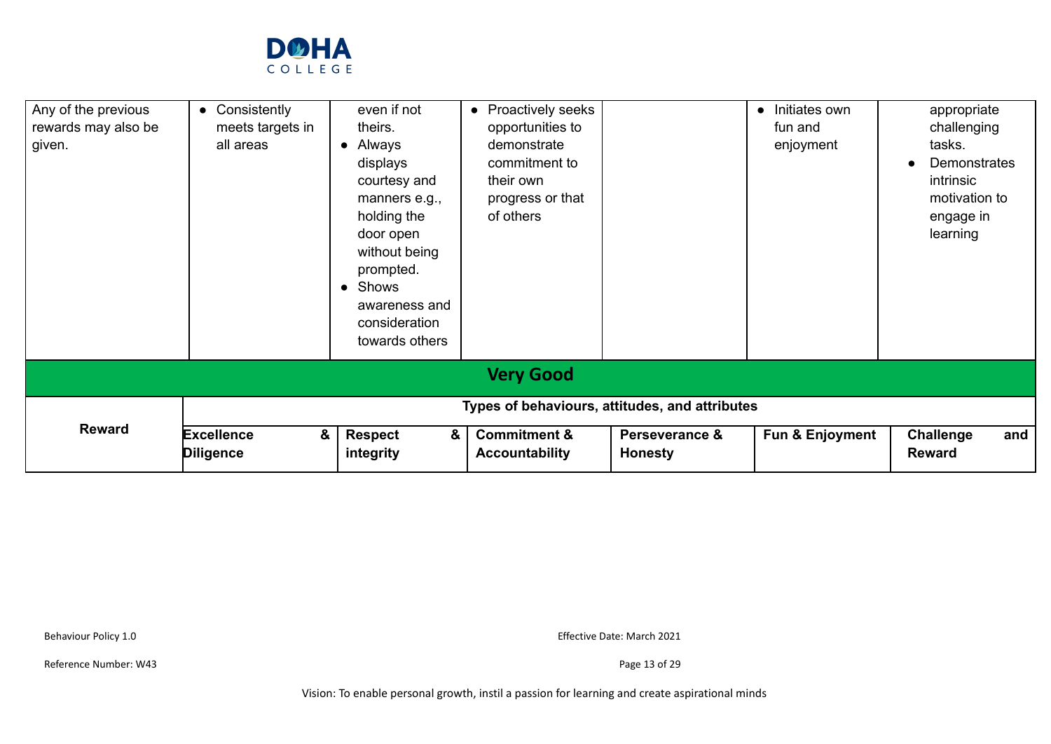| | | | | | | |
|---|---|---|---|---|---|---|
| Any of the previous rewards may also be given. | • Consistently meets targets in all areas | even if not theirs.<br>• Always displays courtesy and manners e.g., holding the door open without being prompted.<br>• Shows awareness and consideration towards others | • Proactively seeks opportunities to demonstrate commitment to their own progress or that of others | | • Initiates own fun and enjoyment | appropriate challenging tasks.<br>• Demonstrates intrinsic motivation to engage in learning |

## Very Good

| Reward | Types of behaviours, attitudes, and attributes | | | | | |
|---|---|---|---|---|---|---|
| | **Excellence & Diligence** | **Respect & integrity** | **Commitment & Accountability** | **Perseverance & Honesty** | **Fun & Enjoyment** | **Challenge and Reward** |

Behaviour Policy 1.0

Reference Number: W43

Effective Date: March 2021

Vision: To enable personal growth, instil a passion for learning and create aspirational minds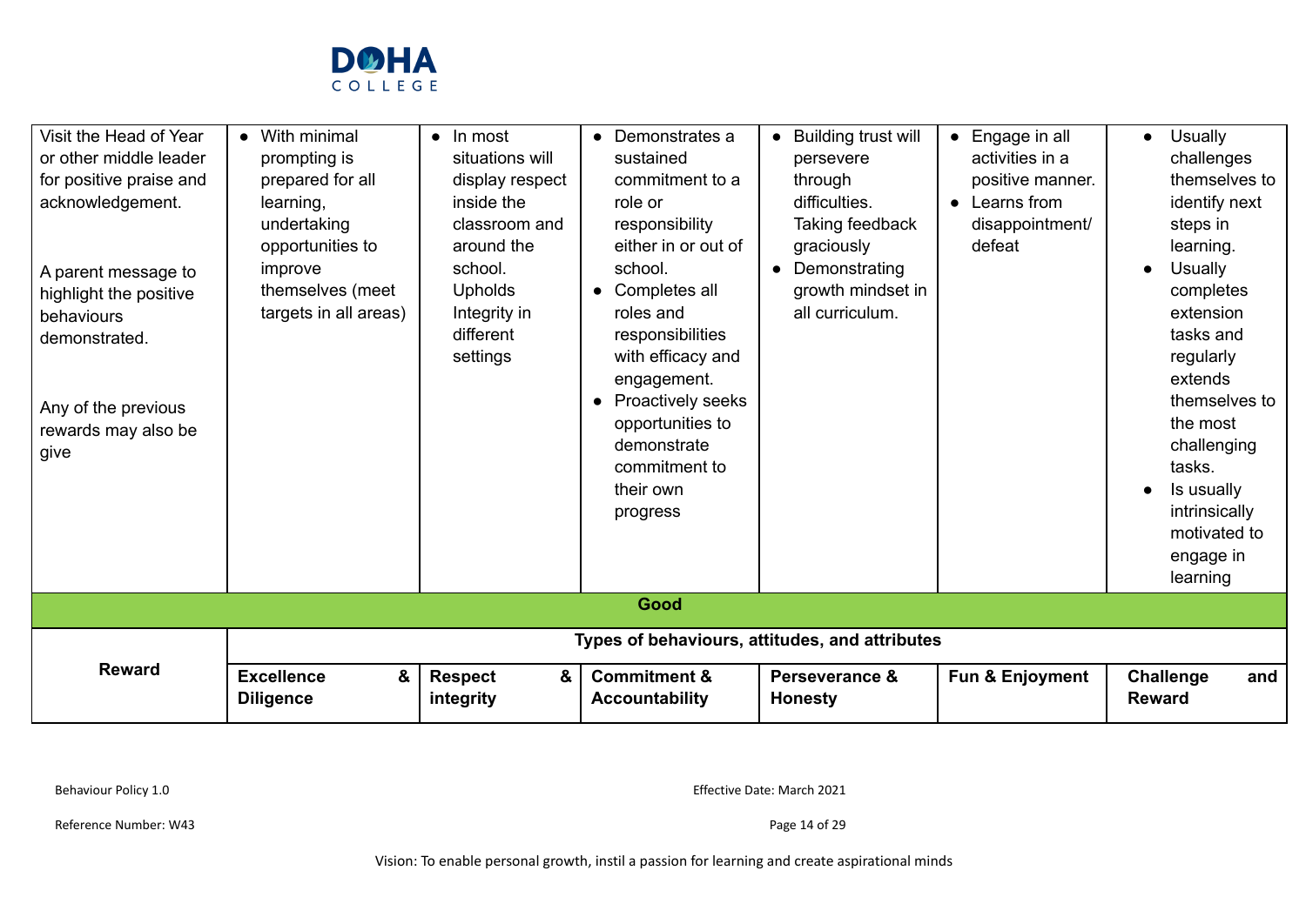| Reward | Excellence & Diligence | Respect & integrity | Commitment & Accountability | Perseverance & Honesty | Fun & Enjoyment | Challenge and Reward |
|---|---|---|---|---|---|---|
| Visit the Head of Year or other middle leader for positive praise and acknowledgement.<br><br>A parent message to highlight the positive behaviours demonstrated.<br><br>Any of the previous rewards may also be give | • With minimal prompting is prepared for all learning, undertaking opportunities to improve themselves (meet targets in all areas) | • In most situations will display respect inside the classroom and around the school. Upholds Integrity in different settings | • Demonstrates a sustained commitment to a role or responsibility either in or out of school.<br>• Completes all roles and responsibilities with efficacy and engagement.<br>• Proactively seeks opportunities to demonstrate commitment to their own progress | • Building trust will persevere through difficulties. Taking feedback graciously<br>• Demonstrating growth mindset in all curriculum. | • Engage in all activities in a positive manner.<br>• Learns from disappointment/ defeat | • Usually challenges themselves to identify next steps in learning.<br>• Usually completes extension tasks and regularly extends themselves to the most challenging tasks.<br>• Is usually intrinsically motivated to engage in learning |
| **Good** | | | | | | |
| **Reward** | **Types of behaviours, attitudes, and attributes** | | | | | |
| | **Excellence & Diligence** | **Respect & integrity** | **Commitment & Accountability** | **Perseverance & Honesty** | **Fun & Enjoyment** | **Challenge and Reward** |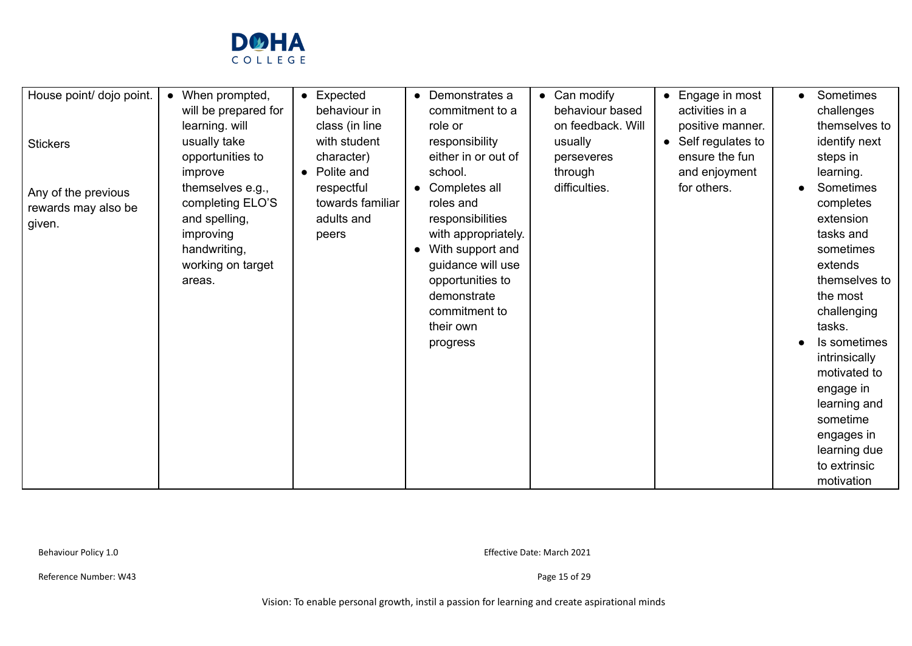| House point/ dojo point.<br><br>Stickers<br><br>Any of the previous rewards may also be given. | • When prompted, will be prepared for learning. will usually take opportunities to improve themselves e.g., completing ELO'S and spelling, improving handwriting, working on target areas. | • Expected behaviour in class (in line with student character)<br>• Polite and respectful towards familiar adults and peers | • Demonstrates a commitment to a role or responsibility either in or out of school.<br>• Completes all roles and responsibilities with appropriately.<br>• With support and guidance will use opportunities to demonstrate commitment to their own progress | • Can modify behaviour based on feedback. Will usually perseveres through difficulties. | • Engage in most activities in a positive manner.<br>• Self regulates to ensure the fun and enjoyment for others. | • Sometimes challenges themselves to identify next steps in learning.<br>• Sometimes completes extension tasks and sometimes extends themselves to the most challenging tasks.<br>• Is sometimes intrinsically motivated to engage in learning and sometime engages in learning due to extrinsic motivation |
|---|---|---|---|---|---|---|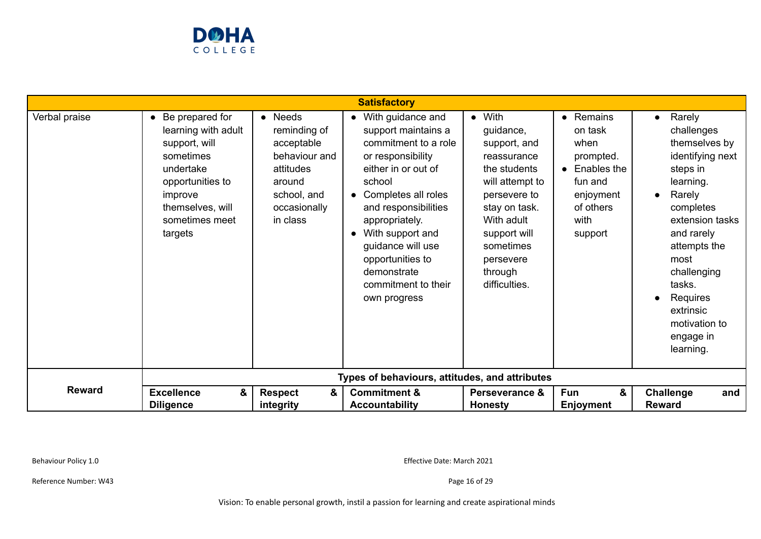| Satisfactory | | | | | | |
|---|---|---|---|---|---|---|
| Verbal praise | • Be prepared for learning with adult support, will sometimes undertake opportunities to improve themselves, will sometimes meet targets | • Needs reminding of acceptable behaviour and attitudes around school, and occasionally in class | • With guidance and support maintains a commitment to a role or responsibility either in or out of school<br>• Completes all roles and responsibilities appropriately.<br>• With support and guidance will use opportunities to demonstrate commitment to their own progress | • With guidance, support, and reassurance the students will attempt to persevere to stay on task. With adult support will sometimes persevere through difficulties. | • Remains on task when prompted.<br>• Enables the fun and enjoyment of others with support | • Rarely challenges themselves by identifying next steps in learning.<br>• Rarely completes extension tasks and rarely attempts the most challenging tasks.<br>• Requires extrinsic motivation to engage in learning. |
| **Reward** | **Types of behaviours, attitudes, and attributes** | | | | | |
| | **Excellence & Diligence** | **Respect & integrity** | **Commitment & Accountability** | **Perseverance & Honesty** | **Fun & Enjoyment** | **Challenge and Reward** |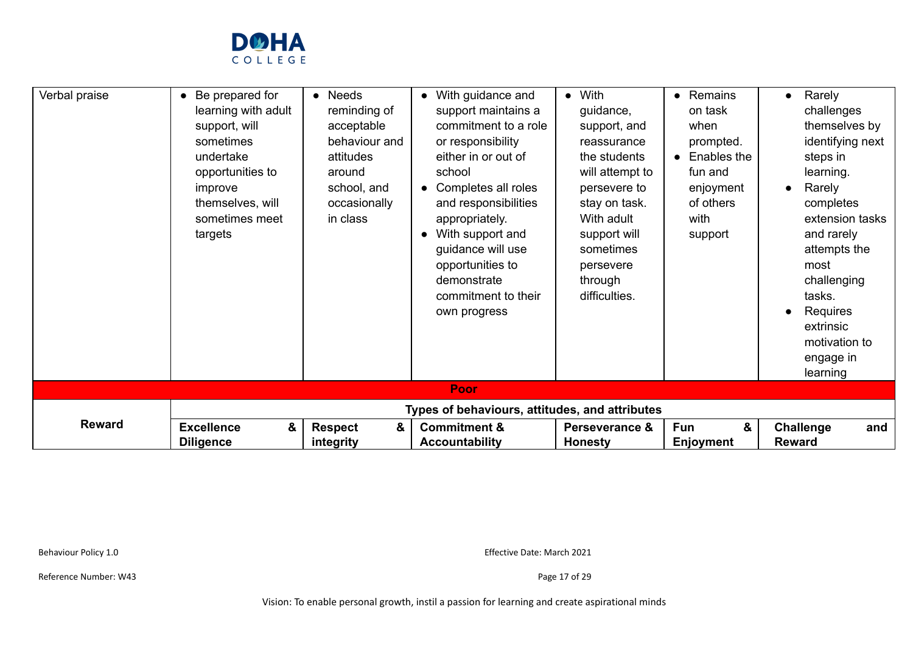| Reward | Types of behaviours, attitudes, and attributes | | | | | |
|---|---|---|---|---|---|---|
| | **Excellence & Diligence** | **Respect & integrity** | **Commitment & Accountability** | **Perseverance & Honesty** | **Fun & Enjoyment** | **Challenge and Reward** |
| Verbal praise | • Be prepared for learning with adult support, will sometimes undertake opportunities to improve themselves, will sometimes meet targets | • Needs reminding of acceptable behaviour and attitudes around school, and occasionally in class | • With guidance and support maintains a commitment to a role or responsibility either in or out of school<br>• Completes all roles and responsibilities appropriately.<br>• With support and guidance will use opportunities to demonstrate commitment to their own progress | • With guidance, support, and reassurance the students will attempt to persevere to stay on task. With adult support will sometimes persevere through difficulties. | • Remains on task when prompted.<br>• Enables the fun and enjoyment of others with support | • Rarely challenges themselves by identifying next steps in learning.<br>• Rarely completes extension tasks and rarely attempts the most challenging tasks.<br>• Requires extrinsic motivation to engage in learning |
| **Poor** | | | | | | |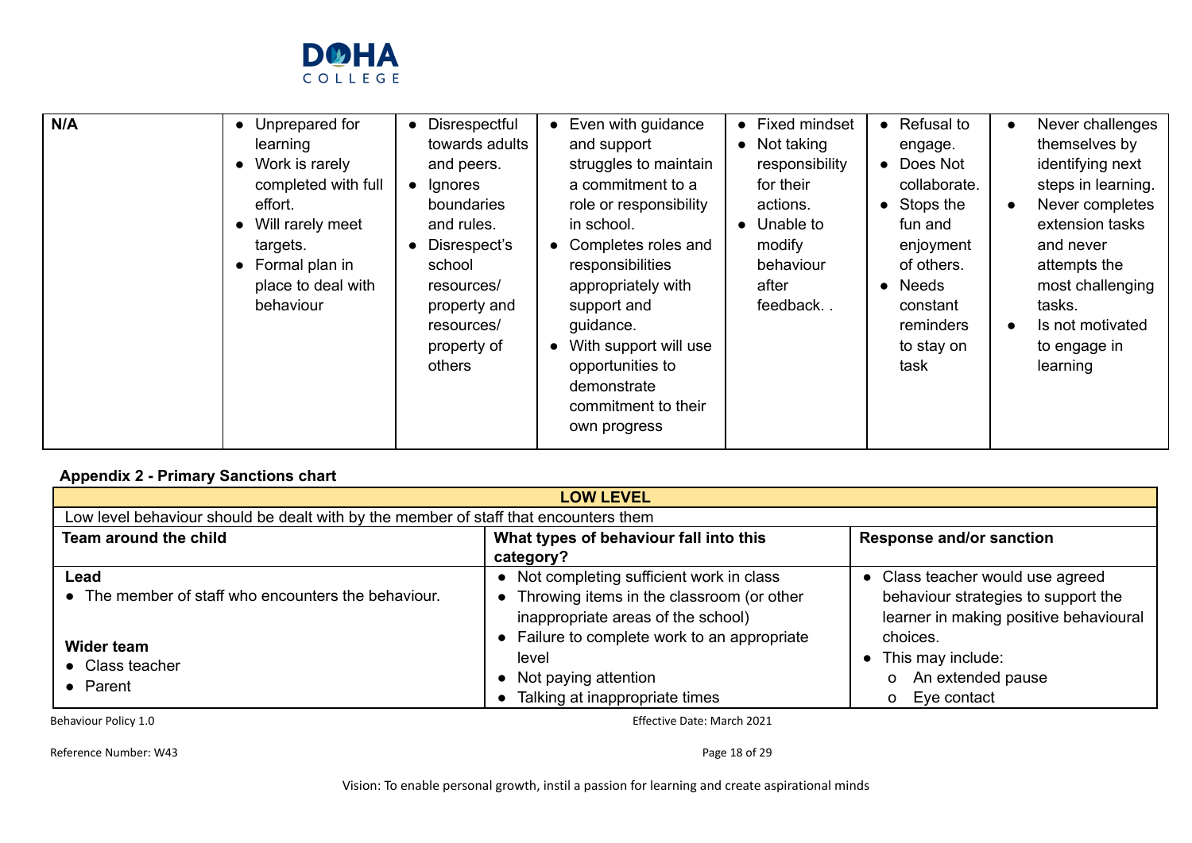| N/A | • Unprepared for learning<br>• Work is rarely completed with full effort.<br>• Will rarely meet targets.<br>• Formal plan in place to deal with behaviour | • Disrespectful towards adults and peers.<br>• Ignores boundaries and rules.<br>• Disrespect's school resources/ property and resources/ property of others | • Even with guidance and support struggles to maintain a commitment to a role or responsibility in school.<br>• Completes roles and responsibilities appropriately with support and guidance.<br>• With support will use opportunities to demonstrate commitment to their own progress | • Fixed mindset<br>• Not taking responsibility for their actions.<br>• Unable to modify behaviour after feedback. . | • Refusal to engage.<br>• Does Not collaborate.<br>• Stops the fun and enjoyment of others.<br>• Needs constant reminders to stay on task | • Never challenges themselves by identifying next steps in learning.<br>• Never completes extension tasks and never attempts the most challenging tasks.<br>• Is not motivated to engage in learning |
|---|---|---|---|---|---|---|

**Appendix 2 - Primary Sanctions chart**

| LOW LEVEL | | |
|---|---|---|
| Low level behaviour should be dealt with by the member of staff that encounters them | | |
| **Team around the child** | **What types of behaviour fall into this category?** | **Response and/or sanction** |
| **Lead**<br>• The member of staff who encounters the behaviour.<br><br>**Wider team**<br>• Class teacher<br>• Parent | • Not completing sufficient work in class<br>• Throwing items in the classroom (or other inappropriate areas of the school)<br>• Failure to complete work to an appropriate level<br>• Not paying attention<br>• Talking at inappropriate times | • Class teacher would use agreed behaviour strategies to support the learner in making positive behavioural choices.<br>• This may include:<br>o An extended pause<br>o Eye contact |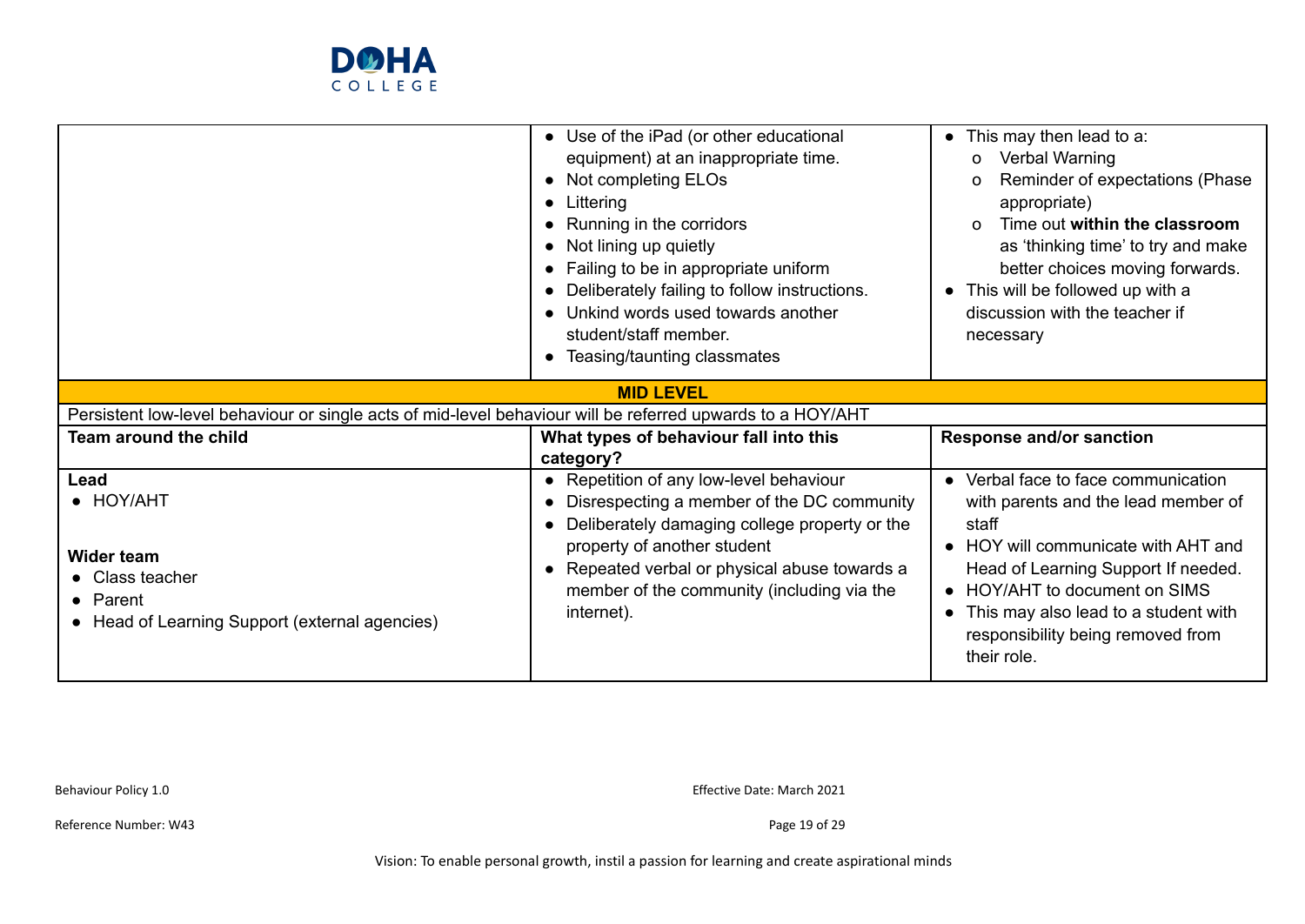| | | |
|---|---|---|
| | • Use of the iPad (or other educational equipment) at an inappropriate time.<br>• Not completing ELOs<br>• Littering<br>• Running in the corridors<br>• Not lining up quietly<br>• Failing to be in appropriate uniform<br>• Deliberately failing to follow instructions.<br>• Unkind words used towards another student/staff member.<br>• Teasing/taunting classmates | • This may then lead to a:<br>o Verbal Warning<br>o Reminder of expectations (Phase appropriate)<br>o Time out **within the classroom** as 'thinking time' to try and make better choices moving forwards.<br>• This will be followed up with a discussion with the teacher if necessary |
| | **MID LEVEL** | |
| Persistent low-level behaviour or single acts of mid-level behaviour will be referred upwards to a HOY/AHT | | |
| **Team around the child** | **What types of behaviour fall into this category?** | **Response and/or sanction** |
| **Lead**<br>• HOY/AHT<br><br>**Wider team**<br>• Class teacher<br>• Parent<br>• Head of Learning Support (external agencies) | • Repetition of any low-level behaviour<br>• Disrespecting a member of the DC community<br>• Deliberately damaging college property or the property of another student<br>• Repeated verbal or physical abuse towards a member of the community (including via the internet). | • Verbal face to face communication with parents and the lead member of staff<br>• HOY will communicate with AHT and Head of Learning Support If needed.<br>• HOY/AHT to document on SIMS<br>• This may also lead to a student with responsibility being removed from their role. |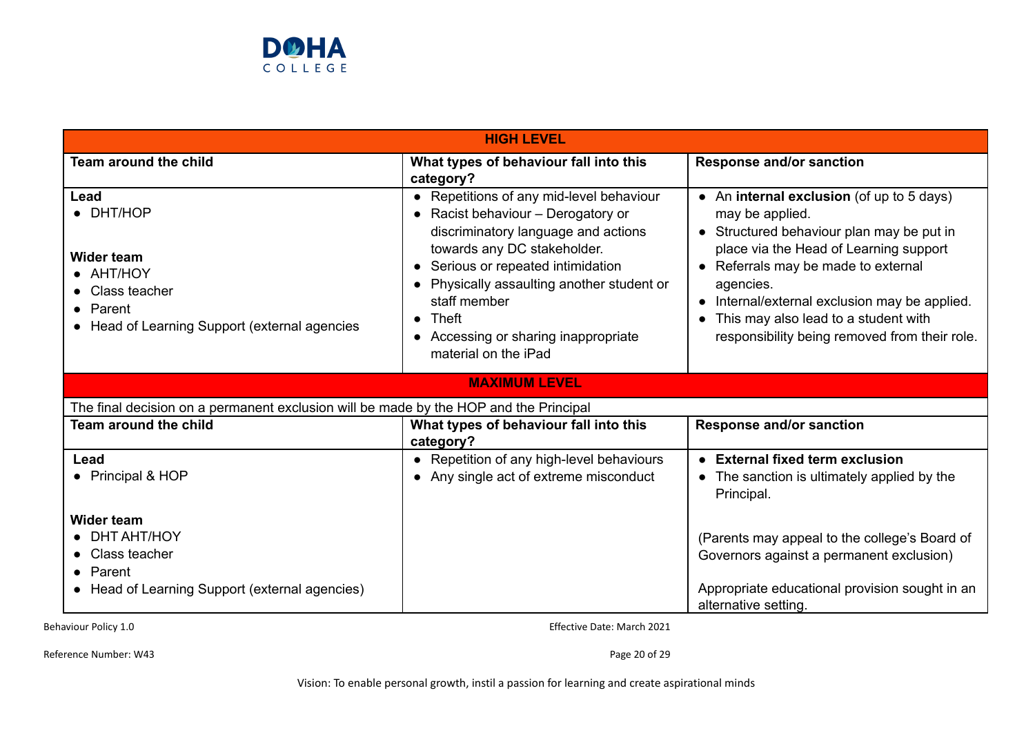| HIGH LEVEL | | |
|---|---|---|
| **Team around the child** | **What types of behaviour fall into this category?** | **Response and/or sanction** |
| **Lead**<br>• DHT/HOP<br><br>**Wider team**<br>• AHT/HOY<br>• Class teacher<br>• Parent<br>• Head of Learning Support (external agencies | • Repetitions of any mid-level behaviour<br>• Racist behaviour – Derogatory or discriminatory language and actions towards any DC stakeholder.<br>• Serious or repeated intimidation<br>• Physically assaulting another student or staff member<br>• Theft<br>• Accessing or sharing inappropriate material on the iPad | • An **internal exclusion** (of up to 5 days) may be applied.<br>• Structured behaviour plan may be put in place via the Head of Learning support<br>• Referrals may be made to external agencies.<br>• Internal/external exclusion may be applied.<br>• This may also lead to a student with responsibility being removed from their role. |

| MAXIMUM LEVEL | | |
|---|---|---|
| The final decision on a permanent exclusion will be made by the HOP and the Principal | | |
| **Team around the child** | **What types of behaviour fall into this category?** | **Response and/or sanction** |
| **Lead**<br>• Principal & HOP<br><br>**Wider team**<br>• DHT AHT/HOY<br>• Class teacher<br>• Parent<br>• Head of Learning Support (external agencies) | • Repetition of any high-level behaviours<br>• Any single act of extreme misconduct | • **External fixed term exclusion**<br>• The sanction is ultimately applied by the Principal.<br><br>(Parents may appeal to the college's Board of Governors against a permanent exclusion)<br><br>Appropriate educational provision sought in an alternative setting. |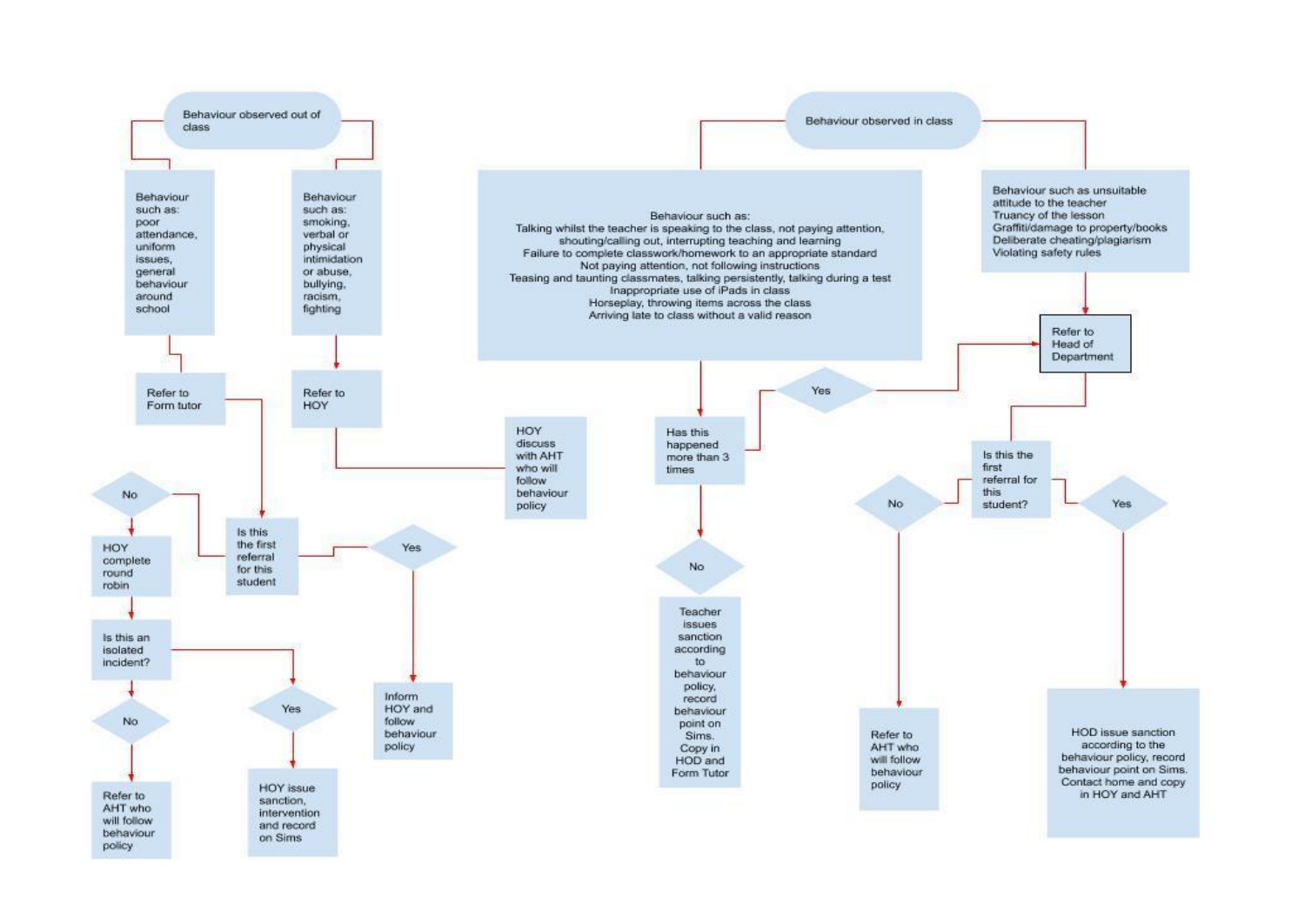## Behaviour observed out of class

**Behaviour such as:** poor attendance, uniform issues, general behaviour around school

- Refer to Form tutor
  - Is this the first referral for this student?
    - **Yes:** Inform HOY and follow behaviour policy
    - **No:** HOY complete round robin
      - Is this an isolated incident?
        - **Yes:** HOY issue sanction, intervention and record on Sims
        - **No:** Refer to AHT who will follow behaviour policy

**Behaviour such as:** smoking, verbal or physical intimidation or abuse, bullying, racism, fighting

- Refer to HOY
  - HOY discuss with AHT who will follow behaviour policy

## Behaviour observed in class

**Behaviour such as:**
Talking whilst the teacher is speaking to the class, not paying attention, shouting/calling out, interrupting teaching and learning
Failure to complete classwork/homework to an appropriate standard
Not paying attention, not following instructions
Teasing and taunting classmates, talking persistently, talking during a test
Inappropriate use of iPads in class
Horseplay, throwing items across the class
Arriving late to class without a valid reason

- Has this happened more than 3 times
  - **Yes:** Refer to Head of Department
  - **No:** Teacher issues sanction according to behaviour policy, record behaviour point on Sims. Copy in HOD and Form Tutor

**Behaviour such as** unsuitable attitude to the teacher
Truancy of the lesson
Graffiti/damage to property/books
Deliberate cheating/plagiarism
Violating safety rules

- Refer to Head of Department
  - Is this the first referral for this student?
    - **Yes:** HOD issue sanction according to the behaviour policy, record behaviour point on Sims. Contact home and copy in HOY and AHT
    - **No:** Refer to AHT who will follow behaviour policy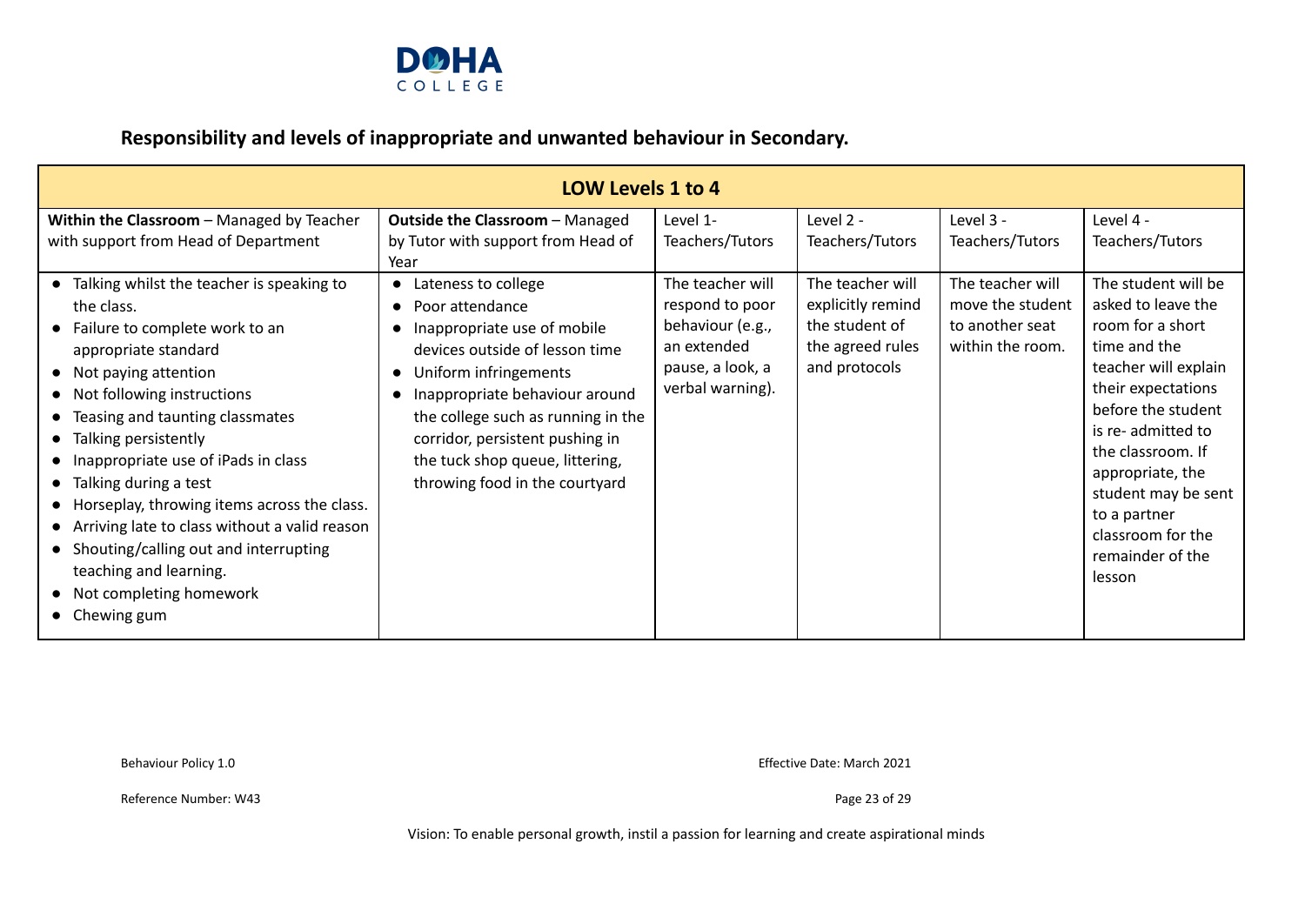## Responsibility and levels of inappropriate and unwanted behaviour in Secondary.

| LOW Levels 1 to 4 | | | | | |
|---|---|---|---|---|---|
| **Within the Classroom** – Managed by Teacher with support from Head of Department | **Outside the Classroom** – Managed by Tutor with support from Head of Year | Level 1- Teachers/Tutors | Level 2 - Teachers/Tutors | Level 3 - Teachers/Tutors | Level 4 - Teachers/Tutors |
| • Talking whilst the teacher is speaking to the class.<br>• Failure to complete work to an appropriate standard<br>• Not paying attention<br>• Not following instructions<br>• Teasing and taunting classmates<br>• Talking persistently<br>• Inappropriate use of iPads in class<br>• Talking during a test<br>• Horseplay, throwing items across the class.<br>• Arriving late to class without a valid reason<br>• Shouting/calling out and interrupting teaching and learning.<br>• Not completing homework<br>• Chewing gum | • Lateness to college<br>• Poor attendance<br>• Inappropriate use of mobile devices outside of lesson time<br>• Uniform infringements<br>• Inappropriate behaviour around the college such as running in the corridor, persistent pushing in the tuck shop queue, littering, throwing food in the courtyard | The teacher will respond to poor behaviour (e.g., an extended pause, a look, a verbal warning). | The teacher will explicitly remind the student of the agreed rules and protocols | The teacher will move the student to another seat within the room. | The student will be asked to leave the room for a short time and the teacher will explain their expectations before the student is re- admitted to the classroom. If appropriate, the student may be sent to a partner classroom for the remainder of the lesson |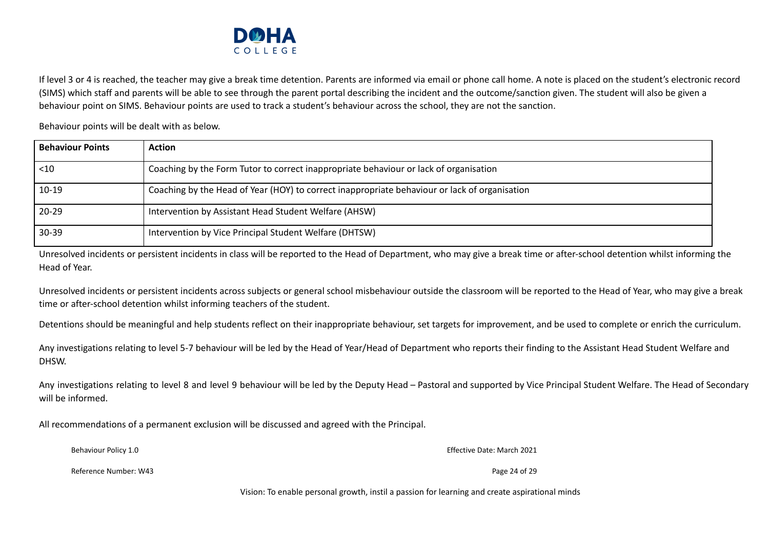If level 3 or 4 is reached, the teacher may give a break time detention. Parents are informed via email or phone call home. A note is placed on the student's electronic record (SIMS) which staff and parents will be able to see through the parent portal describing the incident and the outcome/sanction given. The student will also be given a behaviour point on SIMS. Behaviour points are used to track a student's behaviour across the school, they are not the sanction.

Behaviour points will be dealt with as below.

| Behaviour Points | Action |
|---|---|
| <10 | Coaching by the Form Tutor to correct inappropriate behaviour or lack of organisation |
| 10-19 | Coaching by the Head of Year (HOY) to correct inappropriate behaviour or lack of organisation |
| 20-29 | Intervention by Assistant Head Student Welfare (AHSW) |
| 30-39 | Intervention by Vice Principal Student Welfare (DHTSW) |

Unresolved incidents or persistent incidents in class will be reported to the Head of Department, who may give a break time or after-school detention whilst informing the Head of Year.

Unresolved incidents or persistent incidents across subjects or general school misbehaviour outside the classroom will be reported to the Head of Year, who may give a break time or after-school detention whilst informing teachers of the student.

Detentions should be meaningful and help students reflect on their inappropriate behaviour, set targets for improvement, and be used to complete or enrich the curriculum.

Any investigations relating to level 5-7 behaviour will be led by the Head of Year/Head of Department who reports their finding to the Assistant Head Student Welfare and DHSW.

Any investigations relating to level 8 and level 9 behaviour will be led by the Deputy Head – Pastoral and supported by Vice Principal Student Welfare. The Head of Secondary will be informed.

All recommendations of a permanent exclusion will be discussed and agreed with the Principal.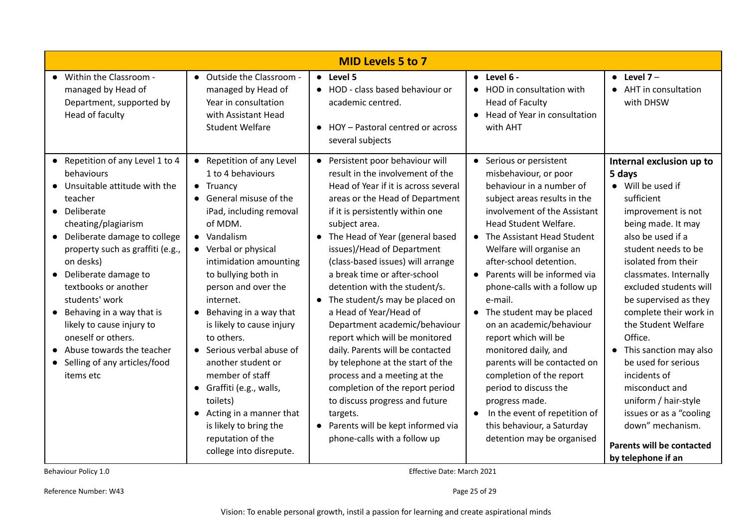| MID Levels 5 to 7 | | | | |
|---|---|---|---|---|
| • Within the Classroom - managed by Head of Department, supported by Head of faculty | • Outside the Classroom - managed by Head of Year in consultation with Assistant Head Student Welfare | • **Level 5**<br>• HOD - class based behaviour or academic centred.<br>• HOY – Pastoral centred or across several subjects | • **Level 6 -**<br>• HOD in consultation with Head of Faculty<br>• Head of Year in consultation with AHT | • **Level 7** –<br>• AHT in consultation with DHSW |
| • Repetition of any Level 1 to 4 behaviours<br>• Unsuitable attitude with the teacher<br>• Deliberate cheating/plagiarism<br>• Deliberate damage to college property such as graffiti (e.g., on desks)<br>• Deliberate damage to textbooks or another students' work<br>• Behaving in a way that is likely to cause injury to oneself or others.<br>• Abuse towards the teacher<br>• Selling of any articles/food items etc | • Repetition of any Level 1 to 4 behaviours<br>• Truancy<br>• General misuse of the iPad, including removal of MDM.<br>• Vandalism<br>• Verbal or physical intimidation amounting to bullying both in person and over the internet.<br>• Behaving in a way that is likely to cause injury to others.<br>• Serious verbal abuse of another student or member of staff<br>• Graffiti (e.g., walls, toilets)<br>• Acting in a manner that is likely to bring the reputation of the college into disrepute. | • Persistent poor behaviour will result in the involvement of the Head of Year if it is across several areas or the Head of Department if it is persistently within one subject area.<br>• The Head of Year (general based issues)/Head of Department (class-based issues) will arrange a break time or after-school detention with the student/s.<br>• The student/s may be placed on a Head of Year/Head of Department academic/behaviour report which will be monitored daily. Parents will be contacted by telephone at the start of the process and a meeting at the completion of the report period to discuss progress and future targets.<br>• Parents will be kept informed via phone-calls with a follow up | • Serious or persistent misbehaviour, or poor behaviour in a number of subject areas results in the involvement of the Assistant Head Student Welfare.<br>• The Assistant Head Student Welfare will organise an after-school detention.<br>• Parents will be informed via phone-calls with a follow up e-mail.<br>• The student may be placed on an academic/behaviour report which will be monitored daily, and parents will be contacted on completion of the report period to discuss the progress made.<br>• In the event of repetition of this behaviour, a Saturday detention may be organised | **Internal exclusion up to 5 days**<br>• Will be used if sufficient improvement is not being made. It may also be used if a student needs to be isolated from their classmates. Internally excluded students will be supervised as they complete their work in the Student Welfare Office.<br>• This sanction may also be used for serious incidents of misconduct and uniform / hair-style issues or as a "cooling down" mechanism.<br><br>**Parents will be contacted by telephone if an** |

Behaviour Policy 1.0 Effective Date: March 2021

Reference Number: W43

Vision: To enable personal growth, instil a passion for learning and create aspirational minds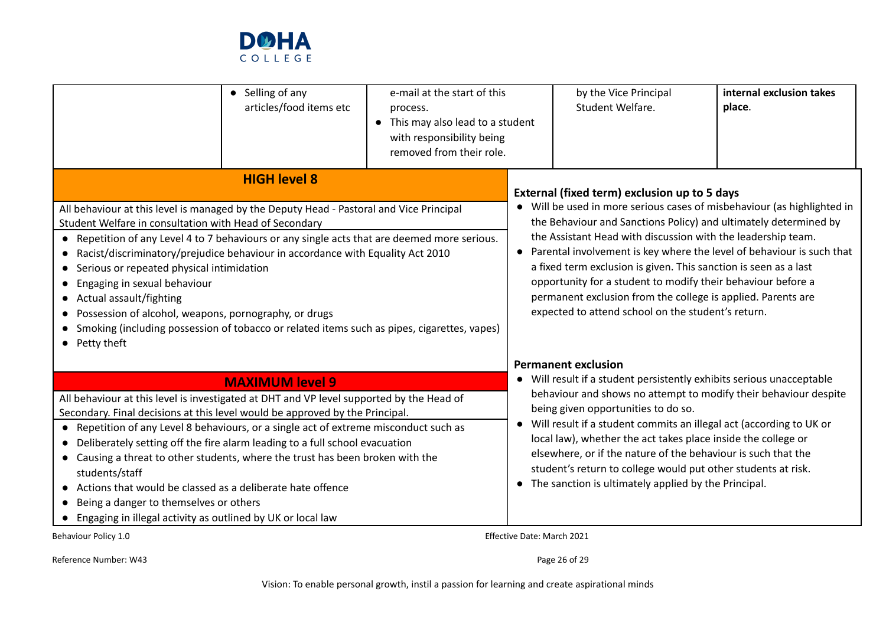| | | | | |
|---|---|---|---|---|
| | • Selling of any articles/food items etc | e-mail at the start of this process. <br>• This may also lead to a student with responsibility being removed from their role. | by the Vice Principal Student Welfare. | **internal exclusion takes place**. |

| **HIGH level 8** | |
|---|---|
| All behaviour at this level is managed by the Deputy Head - Pastoral and Vice Principal Student Welfare in consultation with Head of Secondary<br>• Repetition of any Level 4 to 7 behaviours or any single acts that are deemed more serious.<br>• Racist/discriminatory/prejudice behaviour in accordance with Equality Act 2010<br>• Serious or repeated physical intimidation<br>• Engaging in sexual behaviour<br>• Actual assault/fighting<br>• Possession of alcohol, weapons, pornography, or drugs<br>• Smoking (including possession of tobacco or related items such as pipes, cigarettes, vapes)<br>• Petty theft | **External (fixed term) exclusion up to 5 days**<br>• Will be used in more serious cases of misbehaviour (as highlighted in the Behaviour and Sanctions Policy) and ultimately determined by the Assistant Head with discussion with the leadership team.<br>• Parental involvement is key where the level of behaviour is such that a fixed term exclusion is given. This sanction is seen as a last opportunity for a student to modify their behaviour before a permanent exclusion from the college is applied. Parents are expected to attend school on the student's return. |
| **MAXIMUM level 9** | |
| All behaviour at this level is investigated at DHT and VP level supported by the Head of Secondary. Final decisions at this level would be approved by the Principal.<br>• Repetition of any Level 8 behaviours, or a single act of extreme misconduct such as<br>• Deliberately setting off the fire alarm leading to a full school evacuation<br>• Causing a threat to other students, where the trust has been broken with the students/staff<br>• Actions that would be classed as a deliberate hate offence<br>• Being a danger to themselves or others<br>• Engaging in illegal activity as outlined by UK or local law | **Permanent exclusion**<br>• Will result if a student persistently exhibits serious unacceptable behaviour and shows no attempt to modify their behaviour despite being given opportunities to do so.<br>• Will result if a student commits an illegal act (according to UK or local law), whether the act takes place inside the college or elsewhere, or if the nature of the behaviour is such that the student's return to college would put other students at risk.<br>• The sanction is ultimately applied by the Principal. |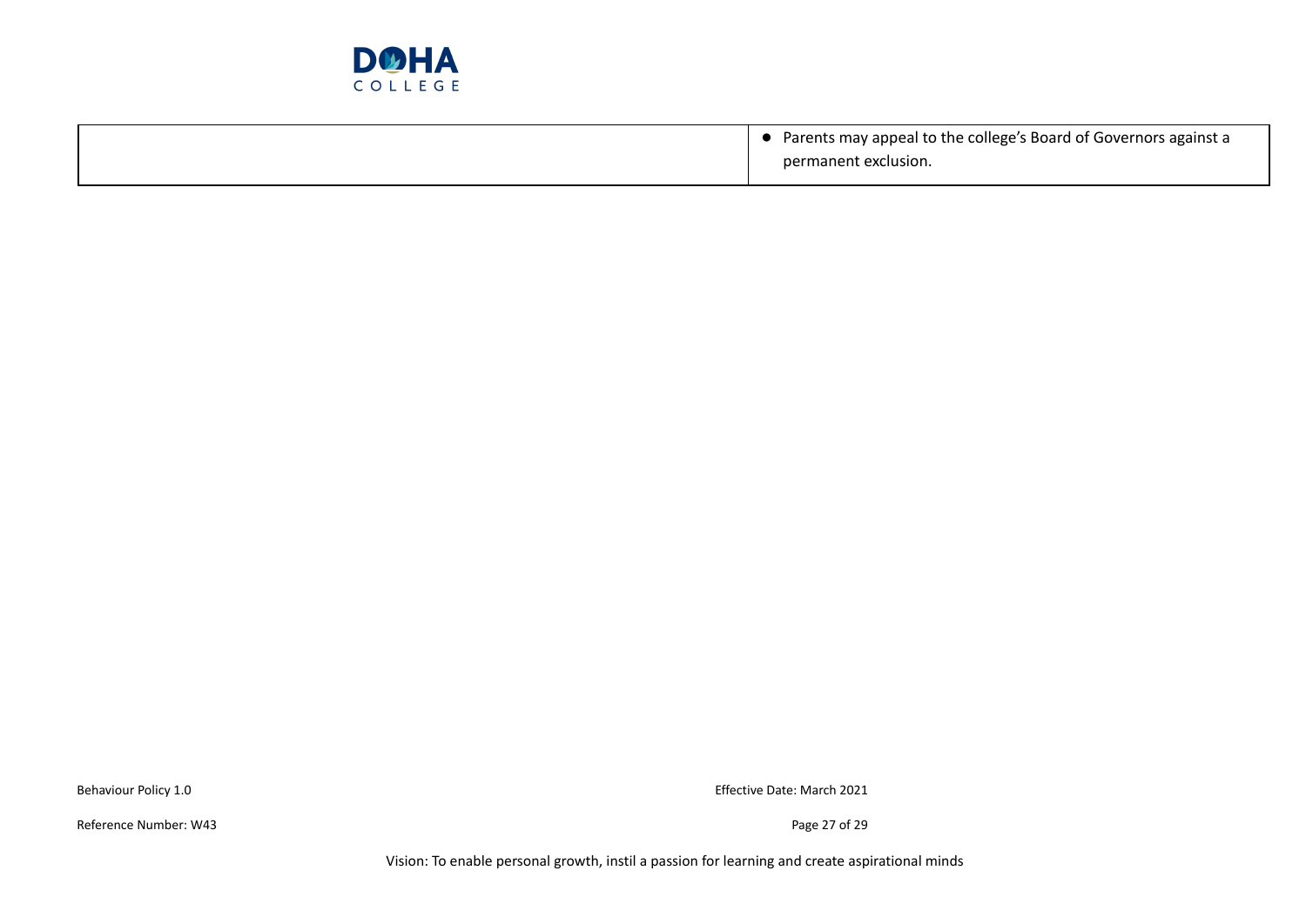| | |
|---|---|
| | • Parents may appeal to the college's Board of Governors against a permanent exclusion. |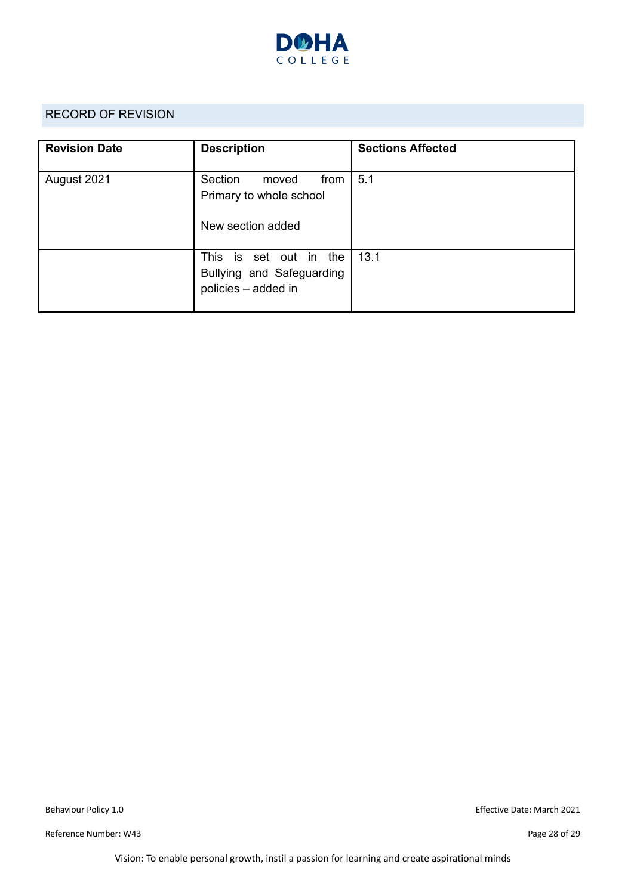## RECORD OF REVISION

| Revision Date | Description | Sections Affected |
|---|---|---|
| August 2021 | Section moved from Primary to whole school<br><br>New section added | 5.1 |
| | This is set out in the Bullying and Safeguarding policies – added in | 13.1 |

Vision: To enable personal growth, instil a passion for learning and create aspirational minds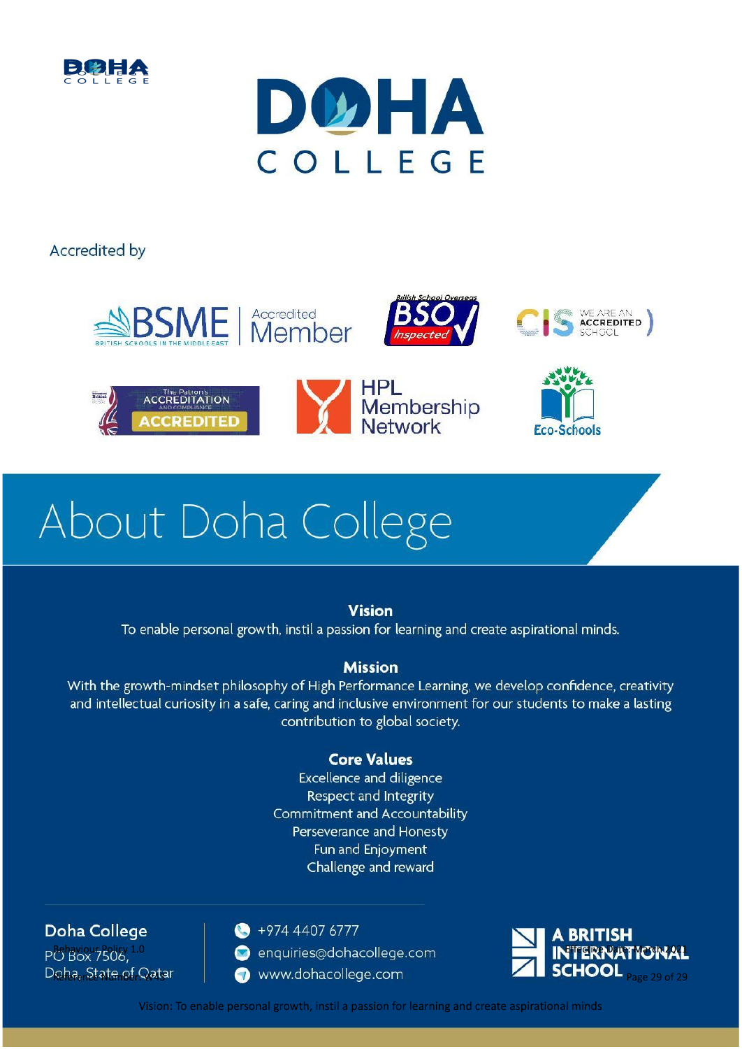DOHA COLLEGE

Accredited by

BSME Accredited Member

BSO Inspected

CIS We are an accredited school

The Patrons Accreditation and Compliance ACCREDITED

HPL Membership Network

Eco-Schools

# About Doha College

**Vision**

To enable personal growth, instil a passion for learning and create aspirational minds.

**Mission**

With the growth-mindset philosophy of High Performance Learning, we develop confidence, creativity and intellectual curiosity in a safe, caring and inclusive environment for our students to make a lasting contribution to global society.

**Core Values**

Excellence and diligence
Respect and Integrity
Commitment and Accountability
Perseverance and Honesty
Fun and Enjoyment
Challenge and reward

**Doha College**
PO Box 7506,
Doha, State of Qatar

+974 4407 6777
enquiries@dohacollege.com
www.dohacollege.com

A BRITISH INTERNATIONAL SCHOOL